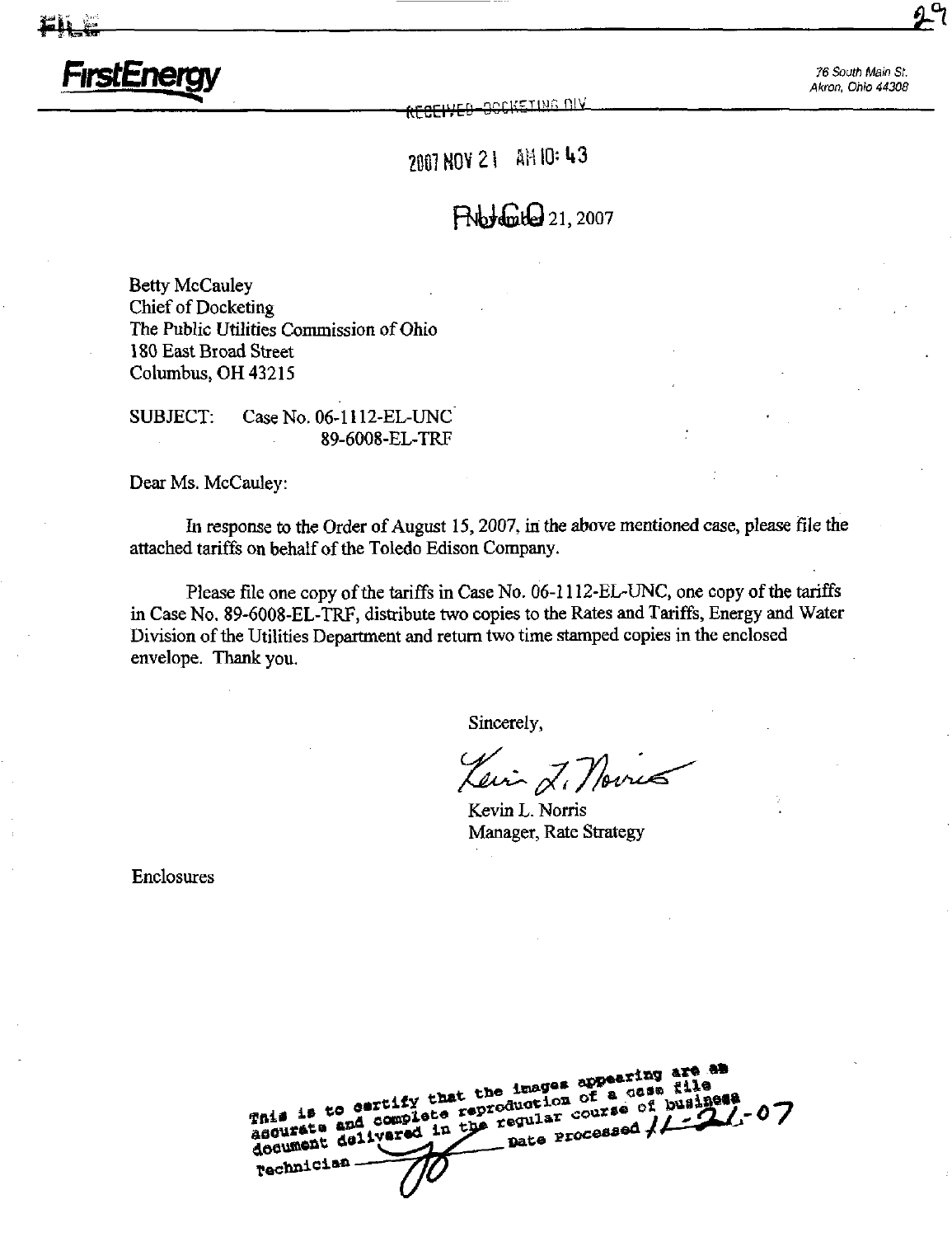**FirstEnergy**

76 South Main St.
Akron, Ohio 44308

RECEIVED-DOCKETING DIV

2007 NOV 21 AM 10: 43

PUCO

November 21, 2007

Betty McCauley
Chief of Docketing
The Public Utilities Commission of Ohio
180 East Broad Street
Columbus, OH 43215

SUBJECT: Case No. 06-1112-EL-UNC
89-6008-EL-TRF

Dear Ms. McCauley:

In response to the Order of August 15, 2007, in the above mentioned case, please file the attached tariffs on behalf of the Toledo Edison Company.

Please file one copy of the tariffs in Case No. 06-1112-EL-UNC, one copy of the tariffs in Case No. 89-6008-EL-TRF, distribute two copies to the Rates and Tariffs, Energy and Water Division of the Utilities Department and return two time stamped copies in the enclosed envelope. Thank you.

Sincerely,

Kevin L. Norris
Manager, Rate Strategy

Enclosures

This is to certify that the images appearing are an accurate and complete reproduction of a case file document delivered in the regular course of business
Technician ____ Date Processed 11-21-07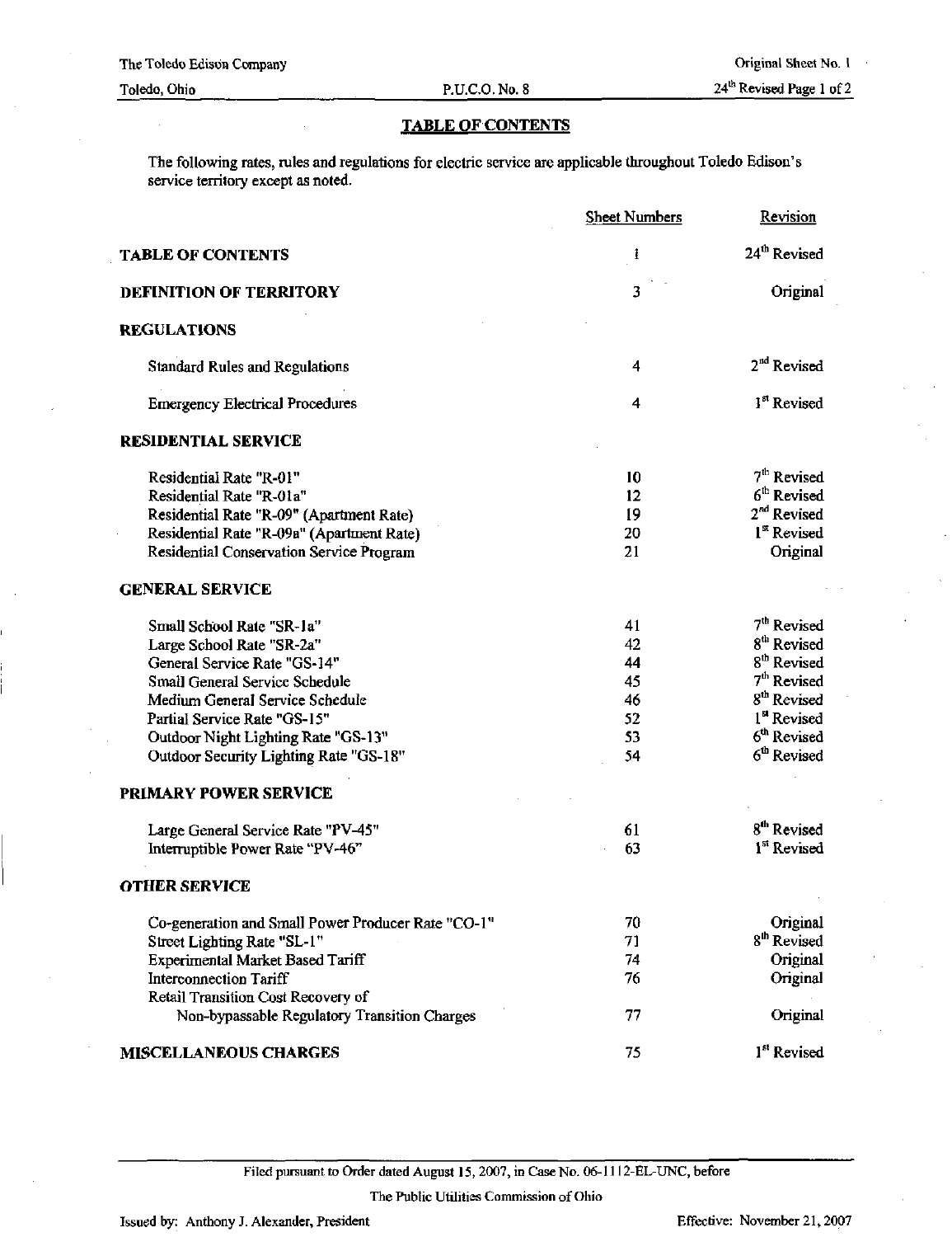## TABLE OF CONTENTS

The following rates, rules and regulations for electric service are applicable throughout Toledo Edison's service territory except as noted.

| | Sheet Numbers | Revision |
|---|---|---|
| **TABLE OF CONTENTS** | 1 | 24th Revised |
| **DEFINITION OF TERRITORY** | 3 | Original |
| **REGULATIONS** | | |
| Standard Rules and Regulations | 4 | 2nd Revised |
| Emergency Electrical Procedures | 4 | 1st Revised |
| **RESIDENTIAL SERVICE** | | |
| Residential Rate "R-01" | 10 | 7th Revised |
| Residential Rate "R-01a" | 12 | 6th Revised |
| Residential Rate "R-09" (Apartment Rate) | 19 | 2nd Revised |
| Residential Rate "R-09a" (Apartment Rate) | 20 | 1st Revised |
| Residential Conservation Service Program | 21 | Original |
| **GENERAL SERVICE** | | |
| Small School Rate "SR-1a" | 41 | 7th Revised |
| Large School Rate "SR-2a" | 42 | 8th Revised |
| General Service Rate "GS-14" | 44 | 8th Revised |
| Small General Service Schedule | 45 | 7th Revised |
| Medium General Service Schedule | 46 | 8th Revised |
| Partial Service Rate "GS-15" | 52 | 1st Revised |
| Outdoor Night Lighting Rate "GS-13" | 53 | 6th Revised |
| Outdoor Security Lighting Rate "GS-18" | 54 | 6th Revised |
| **PRIMARY POWER SERVICE** | | |
| Large General Service Rate "PV-45" | 61 | 8th Revised |
| Interruptible Power Rate "PV-46" | 63 | 1st Revised |
| **OTHER SERVICE** | | |
| Co-generation and Small Power Producer Rate "CO-1" | 70 | Original |
| Street Lighting Rate "SL-1" | 71 | 8th Revised |
| Experimental Market Based Tariff | 74 | Original |
| Interconnection Tariff | 76 | Original |
| Retail Transition Cost Recovery of Non-bypassable Regulatory Transition Charges | 77 | Original |
| **MISCELLANEOUS CHARGES** | 75 | 1st Revised |

Filed pursuant to Order dated August 15, 2007, in Case No. 06-1112-EL-UNC, before The Public Utilities Commission of Ohio

Issued by: Anthony J. Alexander, President

Effective: November 21, 2007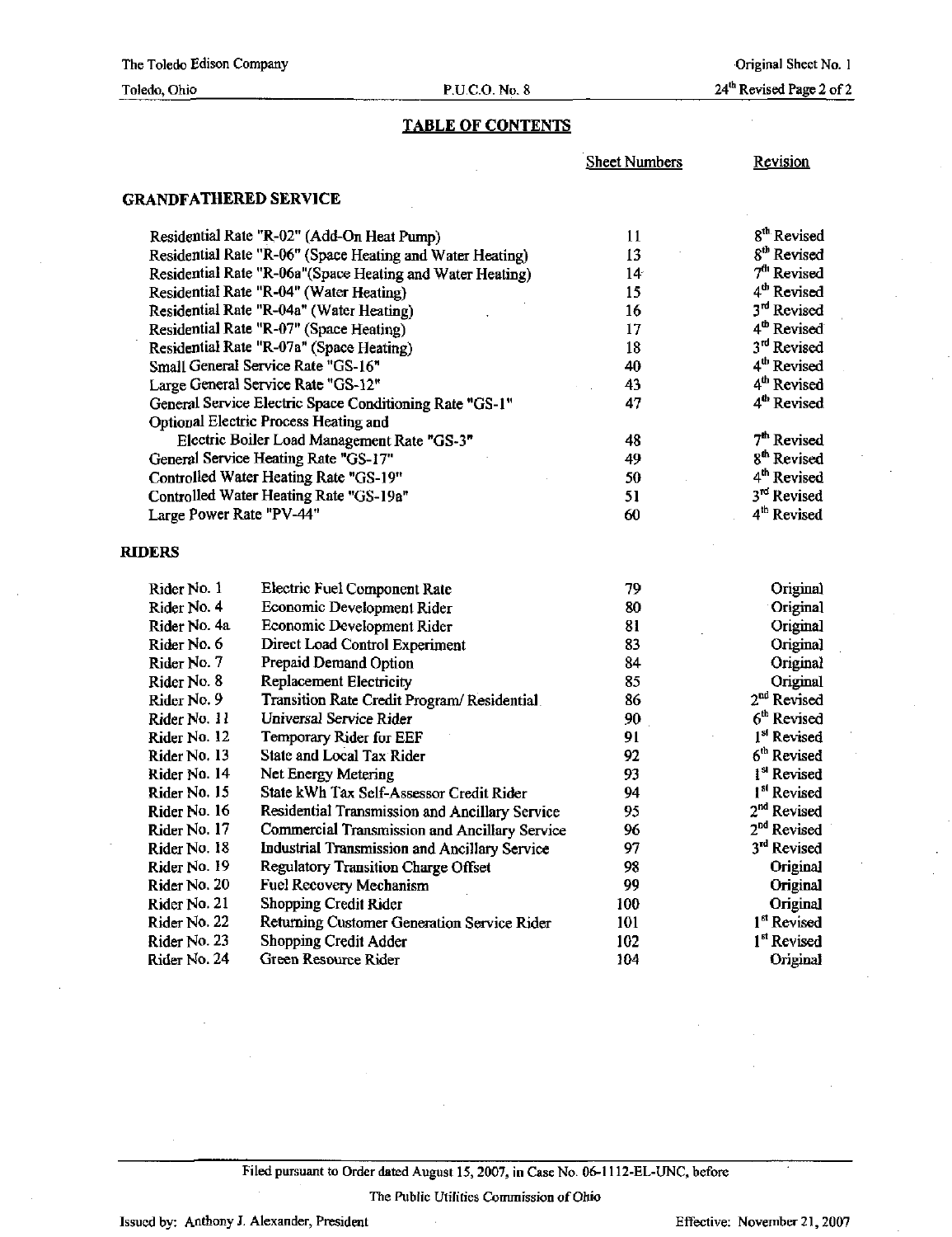## TABLE OF CONTENTS

| | Sheet Numbers | Revision |
|---|---|---|
| **GRANDFATHERED SERVICE** | | |
| Residential Rate "R-02" (Add-On Heat Pump) | 11 | 8th Revised |
| Residential Rate "R-06" (Space Heating and Water Heating) | 13 | 8th Revised |
| Residential Rate "R-06a"(Space Heating and Water Heating) | 14 | 7th Revised |
| Residential Rate "R-04" (Water Heating) | 15 | 4th Revised |
| Residential Rate "R-04a" (Water Heating) | 16 | 3rd Revised |
| Residential Rate "R-07" (Space Heating) | 17 | 4th Revised |
| Residential Rate "R-07a" (Space Heating) | 18 | 3rd Revised |
| Small General Service Rate "GS-16" | 40 | 4th Revised |
| Large General Service Rate "GS-12" | 43 | 4th Revised |
| General Service Electric Space Conditioning Rate "GS-1" | 47 | 4th Revised |
| Optional Electric Process Heating and Electric Boiler Load Management Rate "GS-3" | 48 | 7th Revised |
| General Service Heating Rate "GS-17" | 49 | 8th Revised |
| Controlled Water Heating Rate "GS-19" | 50 | 4th Revised |
| Controlled Water Heating Rate "GS-19a" | 51 | 3rd Revised |
| Large Power Rate "PV-44" | 60 | 4th Revised |

**RIDERS**

| Rider | Description | Sheet Numbers | Revision |
|---|---|---|---|
| Rider No. 1 | Electric Fuel Component Rate | 79 | Original |
| Rider No. 4 | Economic Development Rider | 80 | Original |
| Rider No. 4a | Economic Development Rider | 81 | Original |
| Rider No. 6 | Direct Load Control Experiment | 83 | Original |
| Rider No. 7 | Prepaid Demand Option | 84 | Original |
| Rider No. 8 | Replacement Electricity | 85 | Original |
| Rider No. 9 | Transition Rate Credit Program/ Residential | 86 | 2nd Revised |
| Rider No. 11 | Universal Service Rider | 90 | 6th Revised |
| Rider No. 12 | Temporary Rider for EEF | 91 | 1st Revised |
| Rider No. 13 | State and Local Tax Rider | 92 | 6th Revised |
| Rider No. 14 | Net Energy Metering | 93 | 1st Revised |
| Rider No. 15 | State kWh Tax Self-Assessor Credit Rider | 94 | 1st Revised |
| Rider No. 16 | Residential Transmission and Ancillary Service | 95 | 2nd Revised |
| Rider No. 17 | Commercial Transmission and Ancillary Service | 96 | 2nd Revised |
| Rider No. 18 | Industrial Transmission and Ancillary Service | 97 | 3rd Revised |
| Rider No. 19 | Regulatory Transition Charge Offset | 98 | Original |
| Rider No. 20 | Fuel Recovery Mechanism | 99 | Original |
| Rider No. 21 | Shopping Credit Rider | 100 | Original |
| Rider No. 22 | Returning Customer Generation Service Rider | 101 | 1st Revised |
| Rider No. 23 | Shopping Credit Adder | 102 | 1st Revised |
| Rider No. 24 | Green Resource Rider | 104 | Original |

Filed pursuant to Order dated August 15, 2007, in Case No. 06-1112-EL-UNC, before

The Public Utilities Commission of Ohio

Issued by: Anthony J. Alexander, President

Effective: November 21, 2007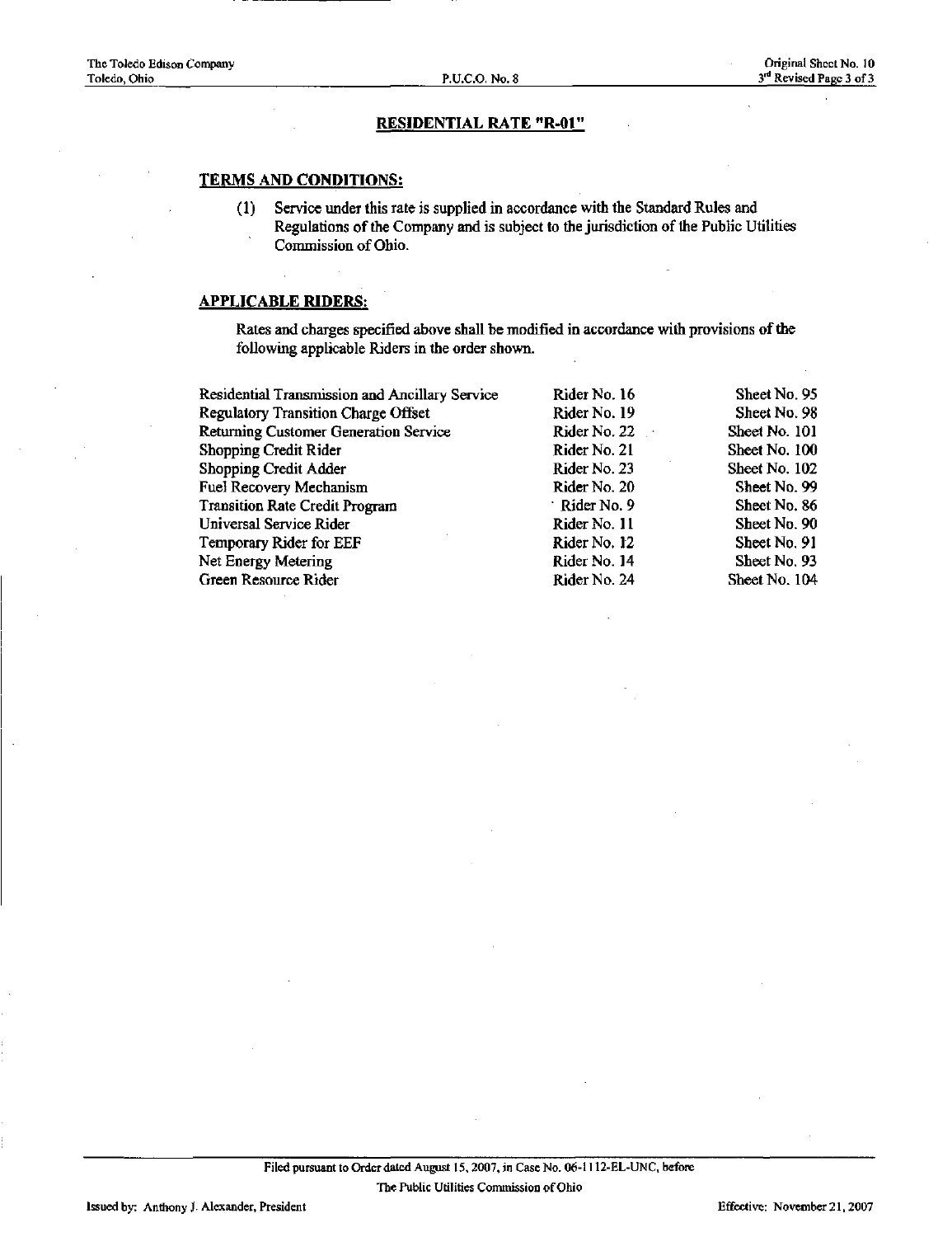## RESIDENTIAL RATE "R-01"

### TERMS AND CONDITIONS:

(1) Service under this rate is supplied in accordance with the Standard Rules and Regulations of the Company and is subject to the jurisdiction of the Public Utilities Commission of Ohio.

### APPLICABLE RIDERS:

Rates and charges specified above shall be modified in accordance with provisions of the following applicable Riders in the order shown.

| | | |
|---|---|---|
| Residential Transmission and Ancillary Service | Rider No. 16 | Sheet No. 95 |
| Regulatory Transition Charge Offset | Rider No. 19 | Sheet No. 98 |
| Returning Customer Generation Service | Rider No. 22 | Sheet No. 101 |
| Shopping Credit Rider | Rider No. 21 | Sheet No. 100 |
| Shopping Credit Adder | Rider No. 23 | Sheet No. 102 |
| Fuel Recovery Mechanism | Rider No. 20 | Sheet No. 99 |
| Transition Rate Credit Program | Rider No. 9 | Sheet No. 86 |
| Universal Service Rider | Rider No. 11 | Sheet No. 90 |
| Temporary Rider for EEF | Rider No. 12 | Sheet No. 91 |
| Net Energy Metering | Rider No. 14 | Sheet No. 93 |
| Green Resource Rider | Rider No. 24 | Sheet No. 104 |

Filed pursuant to Order dated August 15, 2007, in Case No. 06-1112-EL-UNC, before The Public Utilities Commission of Ohio

Issued by: Anthony J. Alexander, President

Effective: November 21, 2007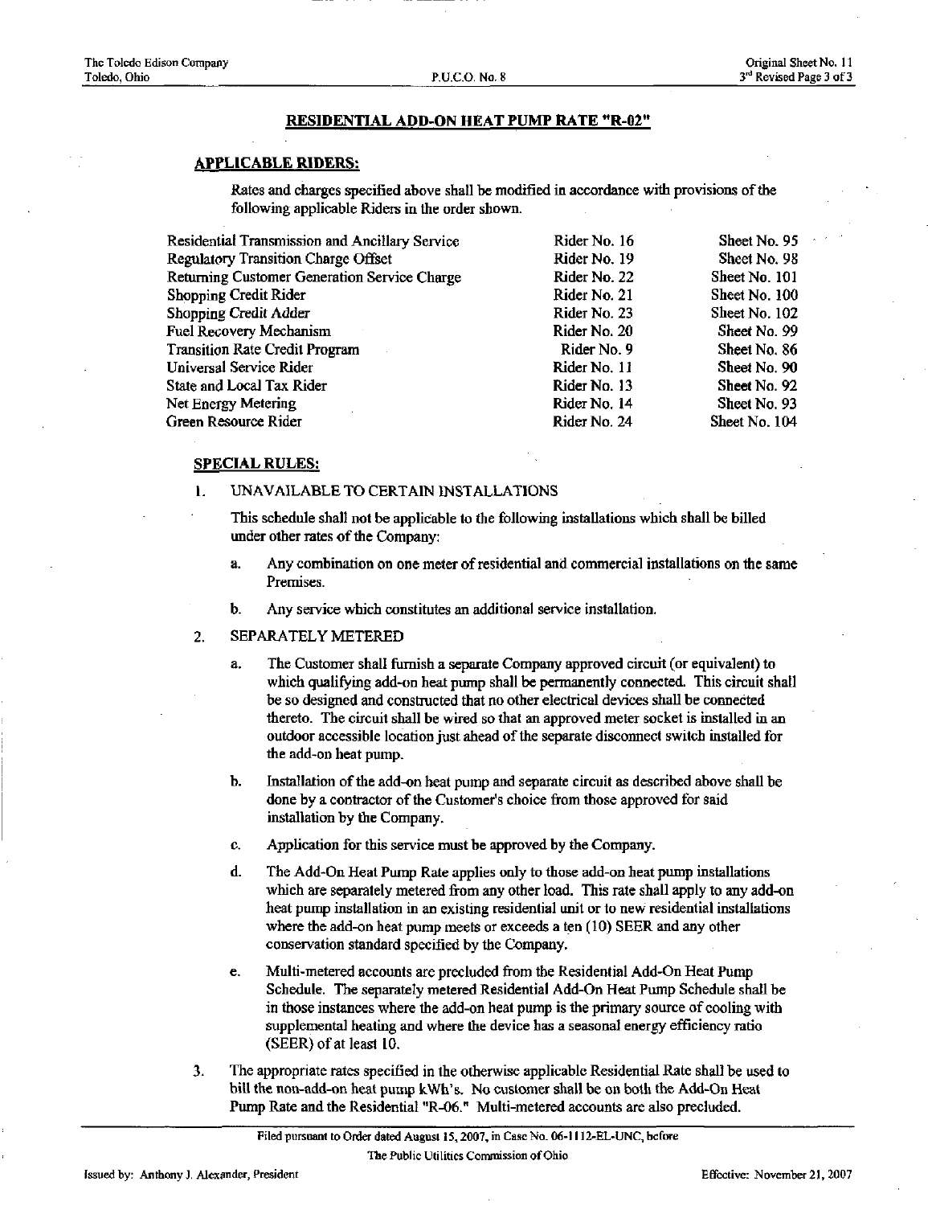## RESIDENTIAL ADD-ON HEAT PUMP RATE "R-02"

### APPLICABLE RIDERS:

Rates and charges specified above shall be modified in accordance with provisions of the following applicable Riders in the order shown.

| | | |
|---|---|---|
| Residential Transmission and Ancillary Service | Rider No. 16 | Sheet No. 95 |
| Regulatory Transition Charge Offset | Rider No. 19 | Sheet No. 98 |
| Returning Customer Generation Service Charge | Rider No. 22 | Sheet No. 101 |
| Shopping Credit Rider | Rider No. 21 | Sheet No. 100 |
| Shopping Credit Adder | Rider No. 23 | Sheet No. 102 |
| Fuel Recovery Mechanism | Rider No. 20 | Sheet No. 99 |
| Transition Rate Credit Program | Rider No. 9 | Sheet No. 86 |
| Universal Service Rider | Rider No. 11 | Sheet No. 90 |
| State and Local Tax Rider | Rider No. 13 | Sheet No. 92 |
| Net Energy Metering | Rider No. 14 | Sheet No. 93 |
| Green Resource Rider | Rider No. 24 | Sheet No. 104 |

### SPECIAL RULES:

1. UNAVAILABLE TO CERTAIN INSTALLATIONS

   This schedule shall not be applicable to the following installations which shall be billed under other rates of the Company:

   a. Any combination on one meter of residential and commercial installations on the same Premises.

   b. Any service which constitutes an additional service installation.

2. SEPARATELY METERED

   a. The Customer shall furnish a separate Company approved circuit (or equivalent) to which qualifying add-on heat pump shall be permanently connected. This circuit shall be so designed and constructed that no other electrical devices shall be connected thereto. The circuit shall be wired so that an approved meter socket is installed in an outdoor accessible location just ahead of the separate disconnect switch installed for the add-on heat pump.

   b. Installation of the add-on heat pump and separate circuit as described above shall be done by a contractor of the Customer's choice from those approved for said installation by the Company.

   c. Application for this service must be approved by the Company.

   d. The Add-On Heat Pump Rate applies only to those add-on heat pump installations which are separately metered from any other load. This rate shall apply to any add-on heat pump installation in an existing residential unit or to new residential installations where the add-on heat pump meets or exceeds a ten (10) SEER and any other conservation standard specified by the Company.

   e. Multi-metered accounts are precluded from the Residential Add-On Heat Pump Schedule. The separately metered Residential Add-On Heat Pump Schedule shall be in those instances where the add-on heat pump is the primary source of cooling with supplemental heating and where the device has a seasonal energy efficiency ratio (SEER) of at least 10.

3. The appropriate rates specified in the otherwise applicable Residential Rate shall be used to bill the non-add-on heat pump kWh's. No customer shall be on both the Add-On Heat Pump Rate and the Residential "R-06." Multi-metered accounts are also precluded.

Filed pursuant to Order dated August 15, 2007, in Case No. 06-1112-EL-UNC, before The Public Utilities Commission of Ohio

Issued by: Anthony J. Alexander, President

Effective: November 21, 2007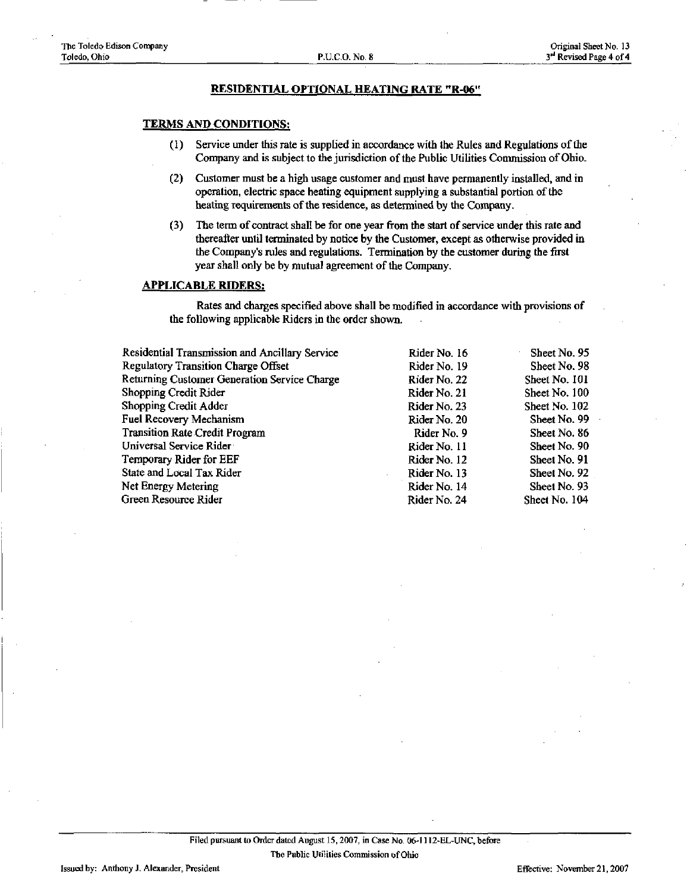## RESIDENTIAL OPTIONAL HEATING RATE "R-06"

### TERMS AND CONDITIONS:

(1) Service under this rate is supplied in accordance with the Rules and Regulations of the Company and is subject to the jurisdiction of the Public Utilities Commission of Ohio.

(2) Customer must be a high usage customer and must have permanently installed, and in operation, electric space heating equipment supplying a substantial portion of the heating requirements of the residence, as determined by the Company.

(3) The term of contract shall be for one year from the start of service under this rate and thereafter until terminated by notice by the Customer, except as otherwise provided in the Company's rules and regulations. Termination by the customer during the first year shall only be by mutual agreement of the Company.

### APPLICABLE RIDERS:

Rates and charges specified above shall be modified in accordance with provisions of the following applicable Riders in the order shown.

| | | |
|---|---|---|
| Residential Transmission and Ancillary Service | Rider No. 16 | Sheet No. 95 |
| Regulatory Transition Charge Offset | Rider No. 19 | Sheet No. 98 |
| Returning Customer Generation Service Charge | Rider No. 22 | Sheet No. 101 |
| Shopping Credit Rider | Rider No. 21 | Sheet No. 100 |
| Shopping Credit Adder | Rider No. 23 | Sheet No. 102 |
| Fuel Recovery Mechanism | Rider No. 20 | Sheet No. 99 |
| Transition Rate Credit Program | Rider No. 9 | Sheet No. 86 |
| Universal Service Rider | Rider No. 11 | Sheet No. 90 |
| Temporary Rider for EEF | Rider No. 12 | Sheet No. 91 |
| State and Local Tax Rider | Rider No. 13 | Sheet No. 92 |
| Net Energy Metering | Rider No. 14 | Sheet No. 93 |
| Green Resource Rider | Rider No. 24 | Sheet No. 104 |

Filed pursuant to Order dated August 15, 2007, in Case No. 06-1112-EL-UNC, before The Public Utilities Commission of Ohio

Issued by: Anthony J. Alexander, President

Effective: November 21, 2007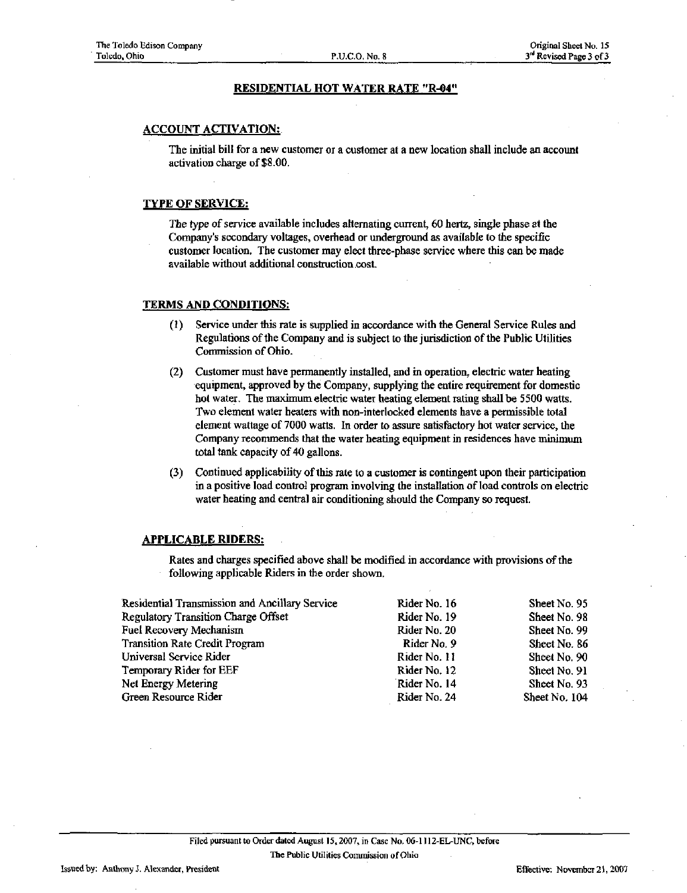## RESIDENTIAL HOT WATER RATE "R-04"

### ACCOUNT ACTIVATION:

The initial bill for a new customer or a customer at a new location shall include an account activation charge of $8.00.

### TYPE OF SERVICE:

The type of service available includes alternating current, 60 hertz, single phase at the Company's secondary voltages, overhead or underground as available to the specific customer location. The customer may elect three-phase service where this can be made available without additional construction cost.

### TERMS AND CONDITIONS:

(1) Service under this rate is supplied in accordance with the General Service Rules and Regulations of the Company and is subject to the jurisdiction of the Public Utilities Commission of Ohio.

(2) Customer must have permanently installed, and in operation, electric water heating equipment, approved by the Company, supplying the entire requirement for domestic hot water. The maximum electric water heating element rating shall be 5500 watts. Two element water heaters with non-interlocked elements have a permissible total element wattage of 7000 watts. In order to assure satisfactory hot water service, the Company recommends that the water heating equipment in residences have minimum total tank capacity of 40 gallons.

(3) Continued applicability of this rate to a customer is contingent upon their participation in a positive load control program involving the installation of load controls on electric water heating and central air conditioning should the Company so request.

### APPLICABLE RIDERS:

Rates and charges specified above shall be modified in accordance with provisions of the following applicable Riders in the order shown.

| | | |
|---|---|---|
| Residential Transmission and Ancillary Service | Rider No. 16 | Sheet No. 95 |
| Regulatory Transition Charge Offset | Rider No. 19 | Sheet No. 98 |
| Fuel Recovery Mechanism | Rider No. 20 | Sheet No. 99 |
| Transition Rate Credit Program | Rider No. 9 | Sheet No. 86 |
| Universal Service Rider | Rider No. 11 | Sheet No. 90 |
| Temporary Rider for EEF | Rider No. 12 | Sheet No. 91 |
| Net Energy Metering | Rider No. 14 | Sheet No. 93 |
| Green Resource Rider | Rider No. 24 | Sheet No. 104 |

Filed pursuant to Order dated August 15, 2007, in Case No. 06-1112-EL-UNC, before The Public Utilities Commission of Ohio

Issued by: Anthony J. Alexander, President

Effective: November 21, 2007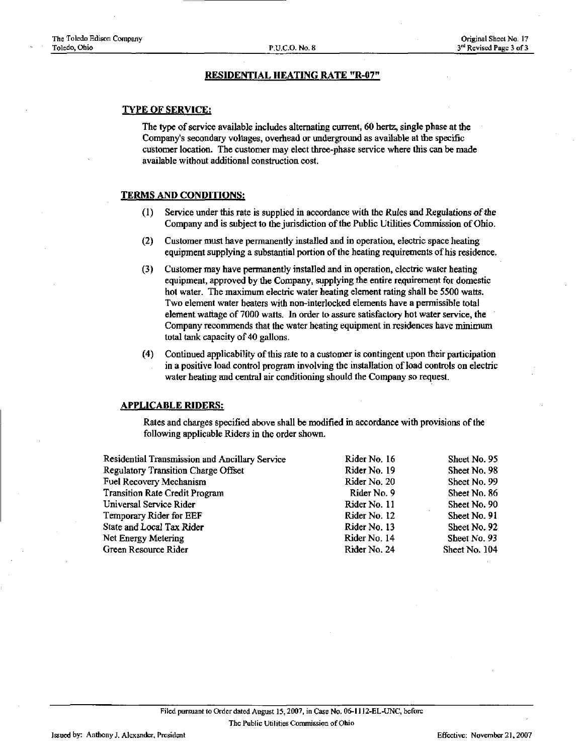## RESIDENTIAL HEATING RATE "R-07"

### TYPE OF SERVICE:

The type of service available includes alternating current, 60 hertz, single phase at the Company's secondary voltages, overhead or underground as available at the specific customer location. The customer may elect three-phase service where this can be made available without additional construction cost.

### TERMS AND CONDITIONS:

(1) Service under this rate is supplied in accordance with the Rules and Regulations of the Company and is subject to the jurisdiction of the Public Utilities Commission of Ohio.

(2) Customer must have permanently installed and in operation, electric space heating equipment supplying a substantial portion of the heating requirements of his residence.

(3) Customer may have permanently installed and in operation, electric water heating equipment, approved by the Company, supplying the entire requirement for domestic hot water. The maximum electric water heating element rating shall be 5500 watts. Two element water heaters with non-interlocked elements have a permissible total element wattage of 7000 watts. In order to assure satisfactory hot water service, the Company recommends that the water heating equipment in residences have minimum total tank capacity of 40 gallons.

(4) Continued applicability of this rate to a customer is contingent upon their participation in a positive load control program involving the installation of load controls on electric water heating and central air conditioning should the Company so request.

### APPLICABLE RIDERS:

Rates and charges specified above shall be modified in accordance with provisions of the following applicable Riders in the order shown.

| | | |
|---|---|---|
| Residential Transmission and Ancillary Service | Rider No. 16 | Sheet No. 95 |
| Regulatory Transition Charge Offset | Rider No. 19 | Sheet No. 98 |
| Fuel Recovery Mechanism | Rider No. 20 | Sheet No. 99 |
| Transition Rate Credit Program | Rider No. 9 | Sheet No. 86 |
| Universal Service Rider | Rider No. 11 | Sheet No. 90 |
| Temporary Rider for EEF | Rider No. 12 | Sheet No. 91 |
| State and Local Tax Rider | Rider No. 13 | Sheet No. 92 |
| Net Energy Metering | Rider No. 14 | Sheet No. 93 |
| Green Resource Rider | Rider No. 24 | Sheet No. 104 |

Filed pursuant to Order dated August 15, 2007, in Case No. 06-1112-EL-UNC, before The Public Utilities Commission of Ohio

Issued by: Anthony J. Alexander, President

Effective: November 21, 2007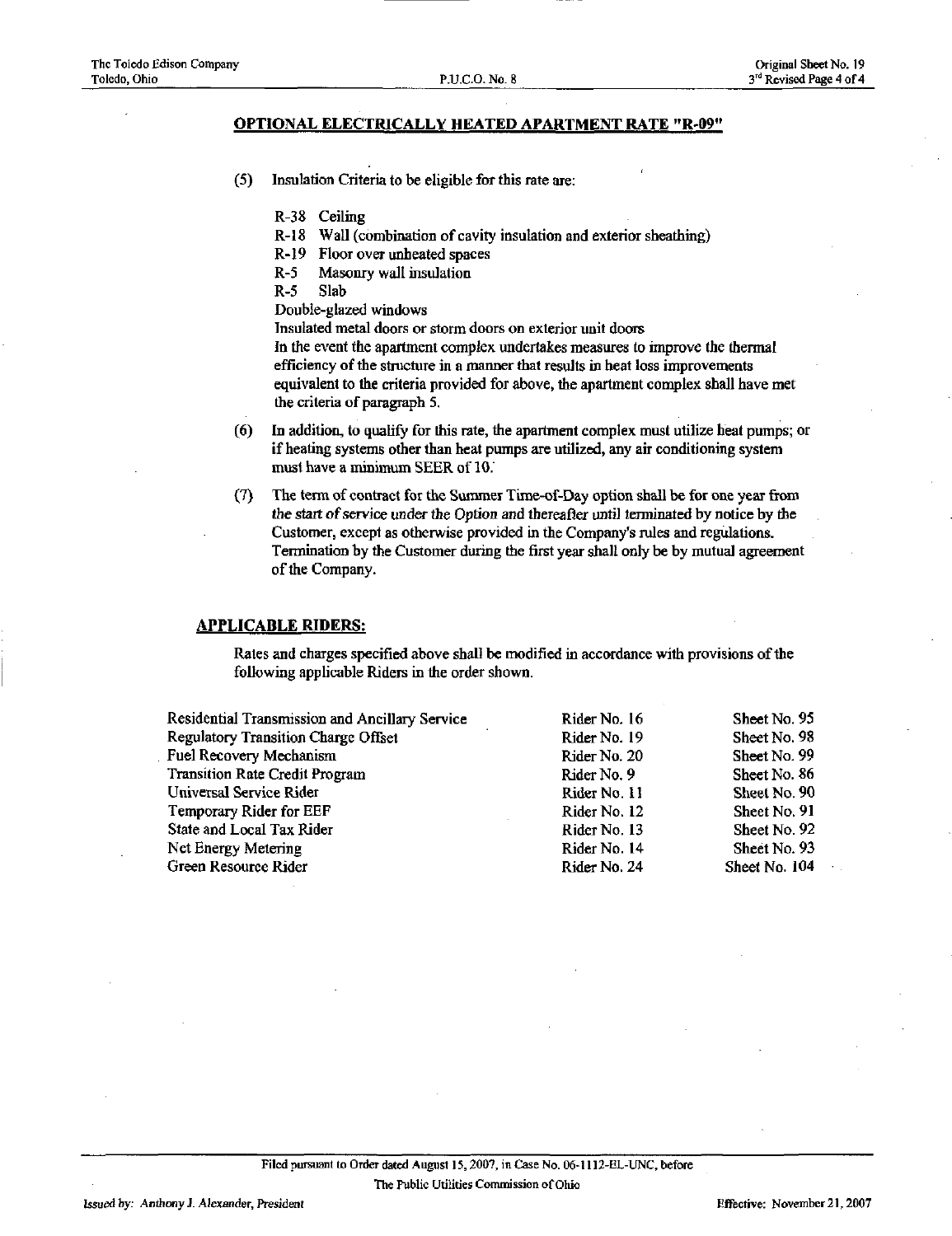## OPTIONAL ELECTRICALLY HEATED APARTMENT RATE "R-09"

(5) Insulation Criteria to be eligible for this rate are:

R-38 Ceiling
R-18 Wall (combination of cavity insulation and exterior sheathing)
R-19 Floor over unheated spaces
R-5 Masonry wall insulation
R-5 Slab
Double-glazed windows
Insulated metal doors or storm doors on exterior unit doors
In the event the apartment complex undertakes measures to improve the thermal efficiency of the structure in a manner that results in heat loss improvements equivalent to the criteria provided for above, the apartment complex shall have met the criteria of paragraph 5.

(6) In addition, to qualify for this rate, the apartment complex must utilize heat pumps; or if heating systems other than heat pumps are utilized, any air conditioning system must have a minimum SEER of 10.

(7) The term of contract for the Summer Time-of-Day option shall be for one year from the start of service under the Option and thereafter until terminated by notice by the Customer, except as otherwise provided in the Company's rules and regulations. Termination by the Customer during the first year shall only be by mutual agreement of the Company.

### APPLICABLE RIDERS:

Rates and charges specified above shall be modified in accordance with provisions of the following applicable Riders in the order shown.

| | | |
|---|---|---|
| Residential Transmission and Ancillary Service | Rider No. 16 | Sheet No. 95 |
| Regulatory Transition Charge Offset | Rider No. 19 | Sheet No. 98 |
| Fuel Recovery Mechanism | Rider No. 20 | Sheet No. 99 |
| Transition Rate Credit Program | Rider No. 9 | Sheet No. 86 |
| Universal Service Rider | Rider No. 11 | Sheet No. 90 |
| Temporary Rider for EEF | Rider No. 12 | Sheet No. 91 |
| State and Local Tax Rider | Rider No. 13 | Sheet No. 92 |
| Net Energy Metering | Rider No. 14 | Sheet No. 93 |
| Green Resource Rider | Rider No. 24 | Sheet No. 104 |

Filed pursuant to Order dated August 15, 2007, in Case No. 06-1112-EL-UNC, before The Public Utilities Commission of Ohio

Issued by: Anthony J. Alexander, President

Effective: November 21, 2007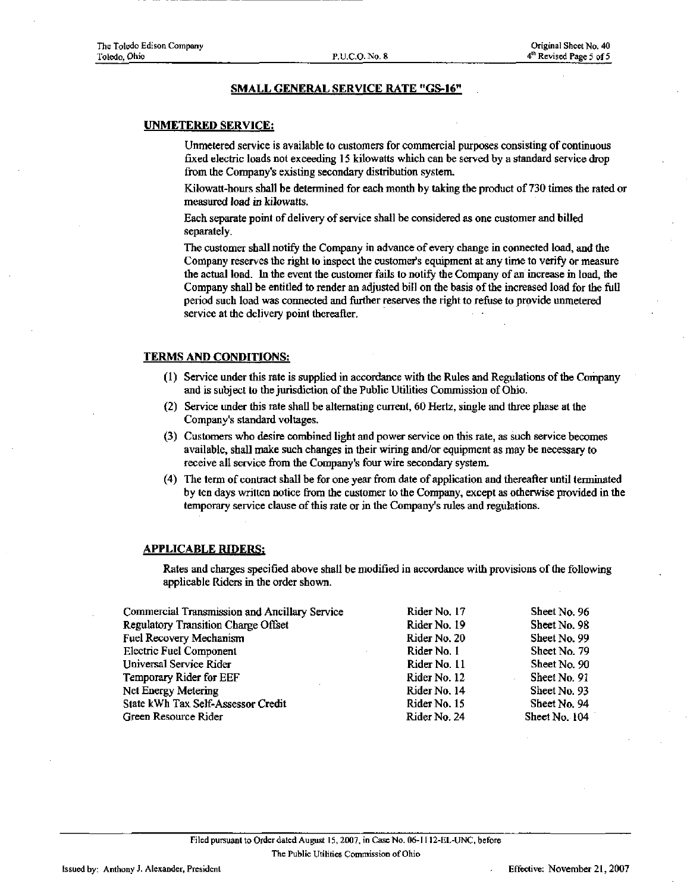## SMALL GENERAL SERVICE RATE "GS-16"

### UNMETERED SERVICE:

Unmetered service is available to customers for commercial purposes consisting of continuous fixed electric loads not exceeding 15 kilowatts which can be served by a standard service drop from the Company's existing secondary distribution system.

Kilowatt-hours shall be determined for each month by taking the product of 730 times the rated or measured load in kilowatts.

Each separate point of delivery of service shall be considered as one customer and billed separately.

The customer shall notify the Company in advance of every change in connected load, and the Company reserves the right to inspect the customer's equipment at any time to verify or measure the actual load. In the event the customer fails to notify the Company of an increase in load, the Company shall be entitled to render an adjusted bill on the basis of the increased load for the full period such load was connected and further reserves the right to refuse to provide unmetered service at the delivery point thereafter.

### TERMS AND CONDITIONS:

(1) Service under this rate is supplied in accordance with the Rules and Regulations of the Company and is subject to the jurisdiction of the Public Utilities Commission of Ohio.

(2) Service under this rate shall be alternating current, 60 Hertz, single and three phase at the Company's standard voltages.

(3) Customers who desire combined light and power service on this rate, as such service becomes available, shall make such changes in their wiring and/or equipment as may be necessary to receive all service from the Company's four wire secondary system.

(4) The term of contract shall be for one year from date of application and thereafter until terminated by ten days written notice from the customer to the Company, except as otherwise provided in the temporary service clause of this rate or in the Company's rules and regulations.

### APPLICABLE RIDERS:

Rates and charges specified above shall be modified in accordance with provisions of the following applicable Riders in the order shown.

| | | |
|---|---|---|
| Commercial Transmission and Ancillary Service | Rider No. 17 | Sheet No. 96 |
| Regulatory Transition Charge Offset | Rider No. 19 | Sheet No. 98 |
| Fuel Recovery Mechanism | Rider No. 20 | Sheet No. 99 |
| Electric Fuel Component | Rider No. 1 | Sheet No. 79 |
| Universal Service Rider | Rider No. 11 | Sheet No. 90 |
| Temporary Rider for EEF | Rider No. 12 | Sheet No. 91 |
| Net Energy Metering | Rider No. 14 | Sheet No. 93 |
| State kWh Tax Self-Assessor Credit | Rider No. 15 | Sheet No. 94 |
| Green Resource Rider | Rider No. 24 | Sheet No. 104 |

Filed pursuant to Order dated August 15, 2007, in Case No. 06-1112-EL-UNC, before The Public Utilities Commission of Ohio

Issued by: Anthony J. Alexander, President

Effective: November 21, 2007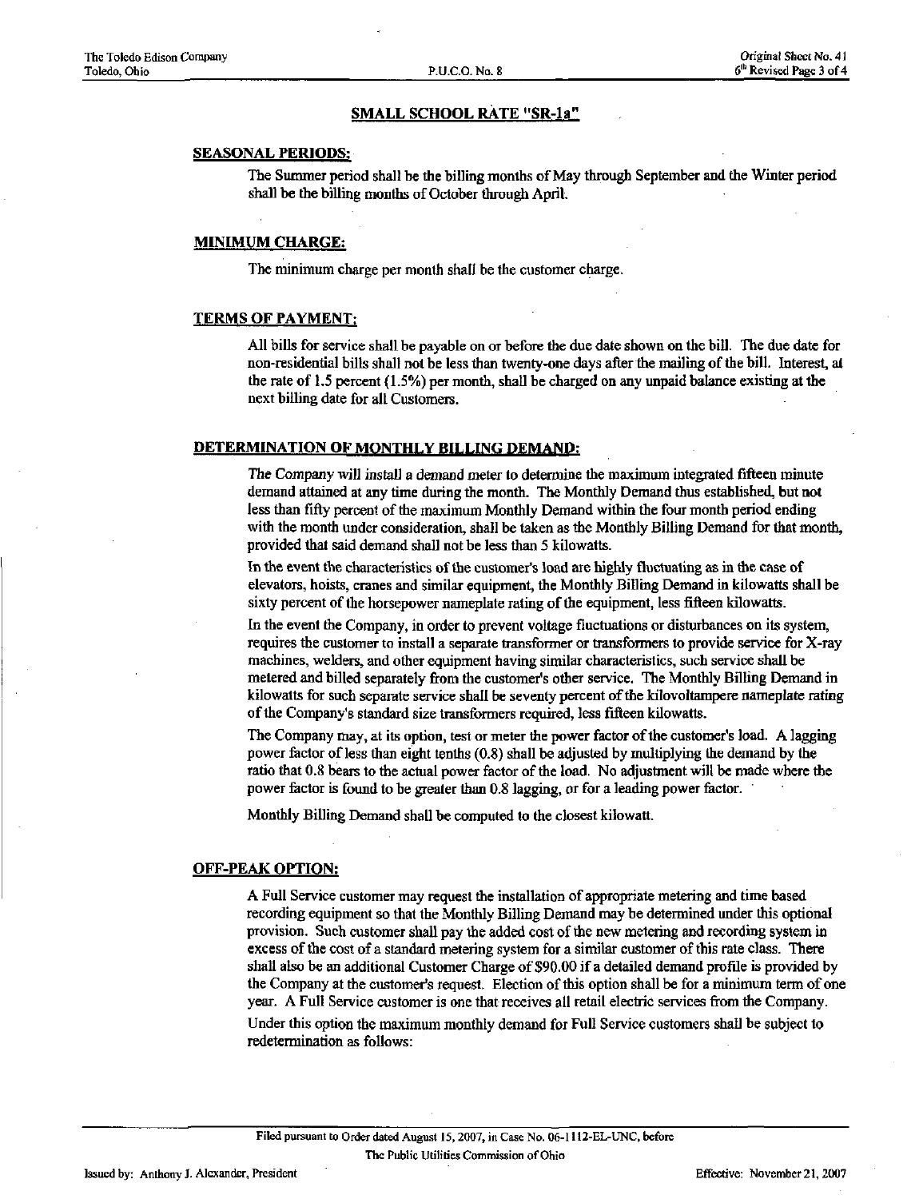## SMALL SCHOOL RATE "SR-1a"

### SEASONAL PERIODS:

The Summer period shall be the billing months of May through September and the Winter period shall be the billing months of October through April.

### MINIMUM CHARGE:

The minimum charge per month shall be the customer charge.

### TERMS OF PAYMENT:

All bills for service shall be payable on or before the due date shown on the bill. The due date for non-residential bills shall not be less than twenty-one days after the mailing of the bill. Interest, at the rate of 1.5 percent (1.5%) per month, shall be charged on any unpaid balance existing at the next billing date for all Customers.

### DETERMINATION OF MONTHLY BILLING DEMAND:

The Company will install a demand meter to determine the maximum integrated fifteen minute demand attained at any time during the month. The Monthly Demand thus established, but not less than fifty percent of the maximum Monthly Demand within the four month period ending with the month under consideration, shall be taken as the Monthly Billing Demand for that month, provided that said demand shall not be less than 5 kilowatts.

In the event the characteristics of the customer's load are highly fluctuating as in the case of elevators, hoists, cranes and similar equipment, the Monthly Billing Demand in kilowatts shall be sixty percent of the horsepower nameplate rating of the equipment, less fifteen kilowatts.

In the event the Company, in order to prevent voltage fluctuations or disturbances on its system, requires the customer to install a separate transformer or transformers to provide service for X-ray machines, welders, and other equipment having similar characteristics, such service shall be metered and billed separately from the customer's other service. The Monthly Billing Demand in kilowatts for such separate service shall be seventy percent of the kilovoltampere nameplate rating of the Company's standard size transformers required, less fifteen kilowatts.

The Company may, at its option, test or meter the power factor of the customer's load. A lagging power factor of less than eight tenths (0.8) shall be adjusted by multiplying the demand by the ratio that 0.8 bears to the actual power factor of the load. No adjustment will be made where the power factor is found to be greater than 0.8 lagging, or for a leading power factor.

Monthly Billing Demand shall be computed to the closest kilowatt.

### OFF-PEAK OPTION:

A Full Service customer may request the installation of appropriate metering and time based recording equipment so that the Monthly Billing Demand may be determined under this optional provision. Such customer shall pay the added cost of the new metering and recording system in excess of the cost of a standard metering system for a similar customer of this rate class. There shall also be an additional Customer Charge of $90.00 if a detailed demand profile is provided by the Company at the customer's request. Election of this option shall be for a minimum term of one year. A Full Service customer is one that receives all retail electric services from the Company.

Under this option the maximum monthly demand for Full Service customers shall be subject to redetermination as follows: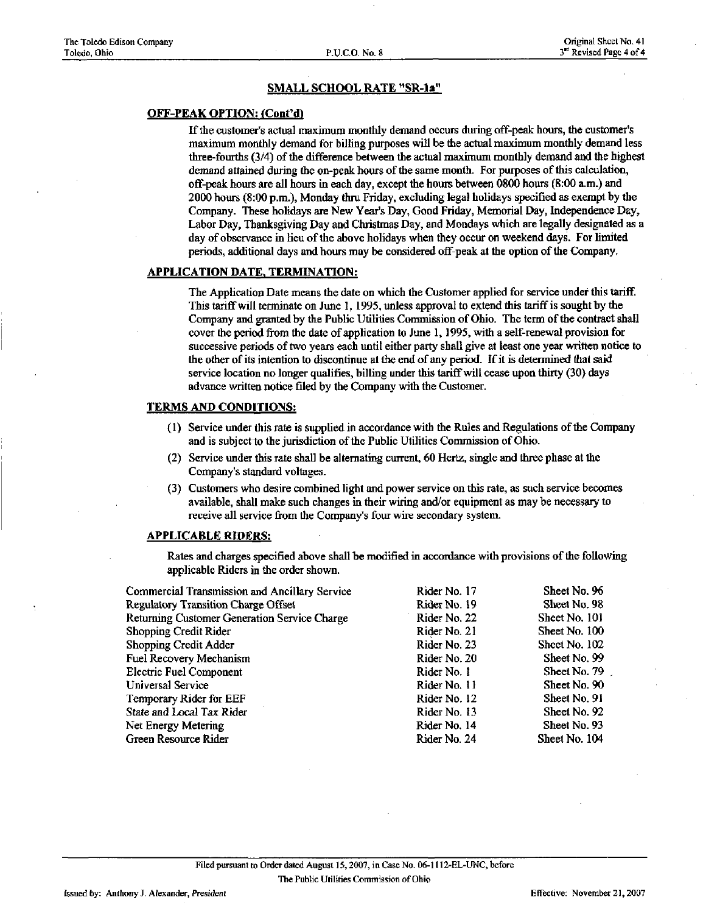## SMALL SCHOOL RATE "SR-1a"

### OFF-PEAK OPTION: (Cont'd)

If the customer's actual maximum monthly demand occurs during off-peak hours, the customer's maximum monthly demand for billing purposes will be the actual maximum monthly demand less three-fourths (3/4) of the difference between the actual maximum monthly demand and the highest demand attained during the on-peak hours of the same month. For purposes of this calculation, off-peak hours are all hours in each day, except the hours between 0800 hours (8:00 a.m.) and 2000 hours (8:00 p.m.), Monday thru Friday, excluding legal holidays specified as exempt by the Company. These holidays are New Year's Day, Good Friday, Memorial Day, Independence Day, Labor Day, Thanksgiving Day and Christmas Day, and Mondays which are legally designated as a day of observance in lieu of the above holidays when they occur on weekend days. For limited periods, additional days and hours may be considered off-peak at the option of the Company.

### APPLICATION DATE, TERMINATION:

The Application Date means the date on which the Customer applied for service under this tariff. This tariff will terminate on June 1, 1995, unless approval to extend this tariff is sought by the Company and granted by the Public Utilities Commission of Ohio. The term of the contract shall cover the period from the date of application to June 1, 1995, with a self-renewal provision for successive periods of two years each until either party shall give at least one year written notice to the other of its intention to discontinue at the end of any period. If it is determined that said service location no longer qualifies, billing under this tariff will cease upon thirty (30) days advance written notice filed by the Company with the Customer.

### TERMS AND CONDITIONS:

(1) Service under this rate is supplied in accordance with the Rules and Regulations of the Company and is subject to the jurisdiction of the Public Utilities Commission of Ohio.

(2) Service under this rate shall be alternating current, 60 Hertz, single and three phase at the Company's standard voltages.

(3) Customers who desire combined light and power service on this rate, as such service becomes available, shall make such changes in their wiring and/or equipment as may be necessary to receive all service from the Company's four wire secondary system.

### APPLICABLE RIDERS:

Rates and charges specified above shall be modified in accordance with provisions of the following applicable Riders in the order shown.

| | | |
|---|---|---|
| Commercial Transmission and Ancillary Service | Rider No. 17 | Sheet No. 96 |
| Regulatory Transition Charge Offset | Rider No. 19 | Sheet No. 98 |
| Returning Customer Generation Service Charge | Rider No. 22 | Sheet No. 101 |
| Shopping Credit Rider | Rider No. 21 | Sheet No. 100 |
| Shopping Credit Adder | Rider No. 23 | Sheet No. 102 |
| Fuel Recovery Mechanism | Rider No. 20 | Sheet No. 99 |
| Electric Fuel Component | Rider No. 1 | Sheet No. 79 |
| Universal Service | Rider No. 11 | Sheet No. 90 |
| Temporary Rider for EEF | Rider No. 12 | Sheet No. 91 |
| State and Local Tax Rider | Rider No. 13 | Sheet No. 92 |
| Net Energy Metering | Rider No. 14 | Sheet No. 93 |
| Green Resource Rider | Rider No. 24 | Sheet No. 104 |

Filed pursuant to Order dated August 15, 2007, in Case No. 06-1112-EL-UNC, before The Public Utilities Commission of Ohio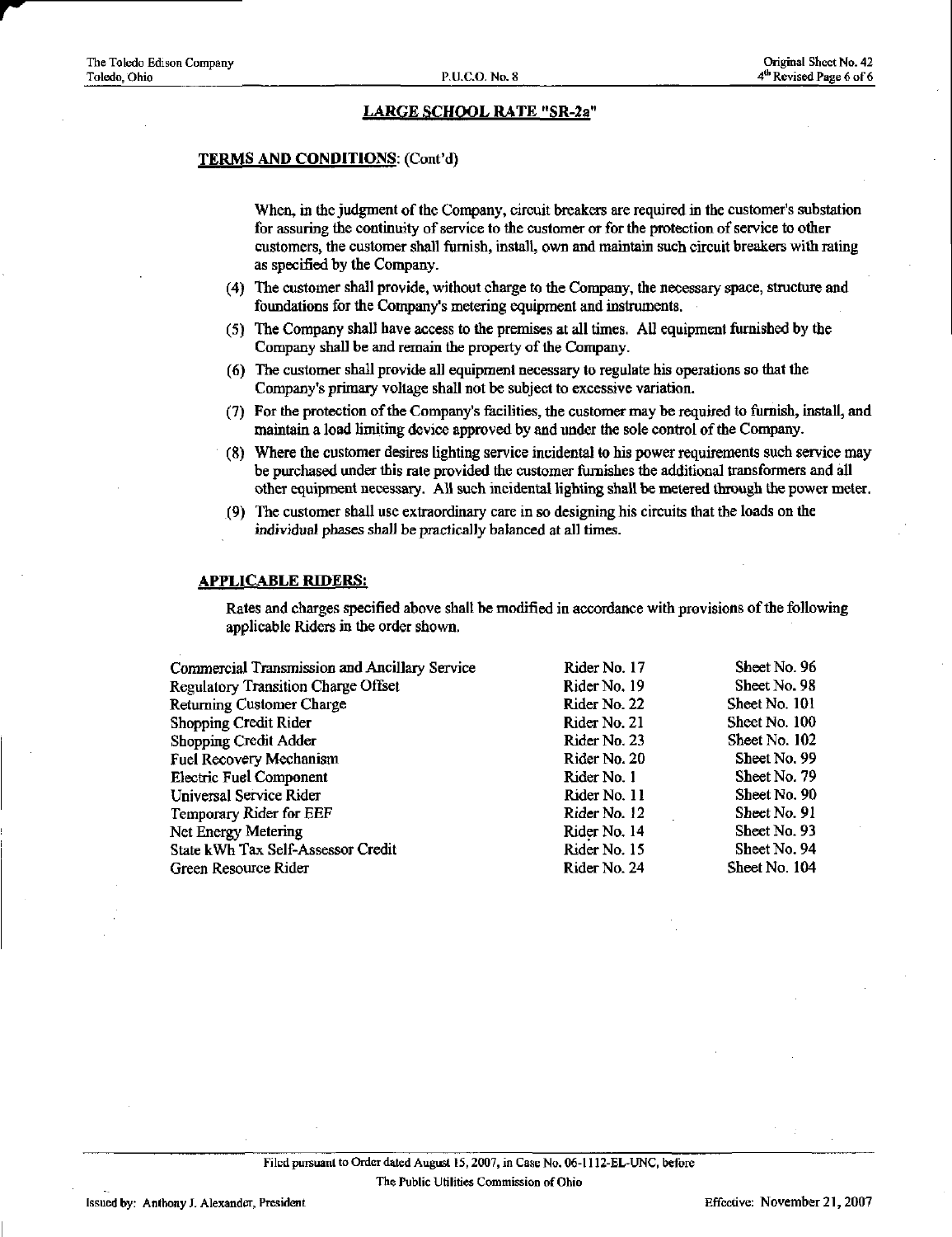## LARGE SCHOOL RATE "SR-2a"

### TERMS AND CONDITIONS: (Cont'd)

When, in the judgment of the Company, circuit breakers are required in the customer's substation for assuring the continuity of service to the customer or for the protection of service to other customers, the customer shall furnish, install, own and maintain such circuit breakers with rating as specified by the Company.

(4) The customer shall provide, without charge to the Company, the necessary space, structure and foundations for the Company's metering equipment and instruments.

(5) The Company shall have access to the premises at all times. All equipment furnished by the Company shall be and remain the property of the Company.

(6) The customer shall provide all equipment necessary to regulate his operations so that the Company's primary voltage shall not be subject to excessive variation.

(7) For the protection of the Company's facilities, the customer may be required to furnish, install, and maintain a load limiting device approved by and under the sole control of the Company.

(8) Where the customer desires lighting service incidental to his power requirements such service may be purchased under this rate provided the customer furnishes the additional transformers and all other equipment necessary. All such incidental lighting shall be metered through the power meter.

(9) The customer shall use extraordinary care in so designing his circuits that the loads on the individual phases shall be practically balanced at all times.

### APPLICABLE RIDERS:

Rates and charges specified above shall be modified in accordance with provisions of the following applicable Riders in the order shown.

| | | |
|---|---|---|
| Commercial Transmission and Ancillary Service | Rider No. 17 | Sheet No. 96 |
| Regulatory Transition Charge Offset | Rider No. 19 | Sheet No. 98 |
| Returning Customer Charge | Rider No. 22 | Sheet No. 101 |
| Shopping Credit Rider | Rider No. 21 | Sheet No. 100 |
| Shopping Credit Adder | Rider No. 23 | Sheet No. 102 |
| Fuel Recovery Mechanism | Rider No. 20 | Sheet No. 99 |
| Electric Fuel Component | Rider No. 1 | Sheet No. 79 |
| Universal Service Rider | Rider No. 11 | Sheet No. 90 |
| Temporary Rider for EEF | Rider No. 12 | Sheet No. 91 |
| Net Energy Metering | Rider No. 14 | Sheet No. 93 |
| State kWh Tax Self-Assessor Credit | Rider No. 15 | Sheet No. 94 |
| Green Resource Rider | Rider No. 24 | Sheet No. 104 |

Filed pursuant to Order dated August 15, 2007, in Case No. 06-1112-EL-UNC, before The Public Utilities Commission of Ohio

Issued by: Anthony J. Alexander, President

Effective: November 21, 2007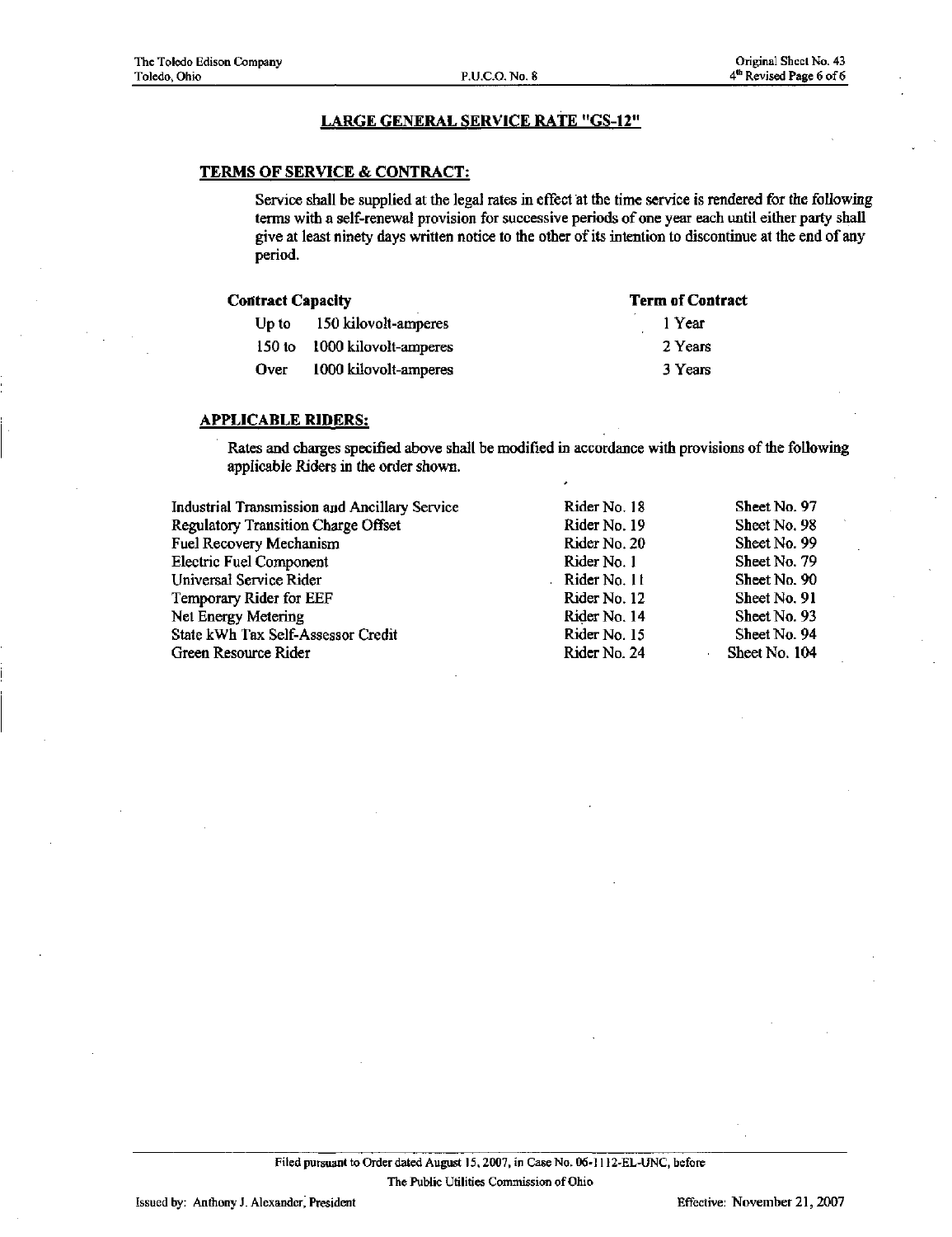## LARGE GENERAL SERVICE RATE "GS-12"

### TERMS OF SERVICE & CONTRACT:

Service shall be supplied at the legal rates in effect at the time service is rendered for the following terms with a self-renewal provision for successive periods of one year each until either party shall give at least ninety days written notice to the other of its intention to discontinue at the end of any period.

| Contract Capacity | | Term of Contract |
|---|---|---|
| Up to | 150 kilovolt-amperes | 1 Year |
| 150 to | 1000 kilovolt-amperes | 2 Years |
| Over | 1000 kilovolt-amperes | 3 Years |

### APPLICABLE RIDERS:

Rates and charges specified above shall be modified in accordance with provisions of the following applicable Riders in the order shown.

| | | |
|---|---|---|
| Industrial Transmission and Ancillary Service | Rider No. 18 | Sheet No. 97 |
| Regulatory Transition Charge Offset | Rider No. 19 | Sheet No. 98 |
| Fuel Recovery Mechanism | Rider No. 20 | Sheet No. 99 |
| Electric Fuel Component | Rider No. 1 | Sheet No. 79 |
| Universal Service Rider | Rider No. 11 | Sheet No. 90 |
| Temporary Rider for EEF | Rider No. 12 | Sheet No. 91 |
| Net Energy Metering | Rider No. 14 | Sheet No. 93 |
| State kWh Tax Self-Assessor Credit | Rider No. 15 | Sheet No. 94 |
| Green Resource Rider | Rider No. 24 | Sheet No. 104 |

Filed pursuant to Order dated August 15, 2007, in Case No. 06-1112-EL-UNC, before The Public Utilities Commission of Ohio

Issued by: Anthony J. Alexander, President

Effective: November 21, 2007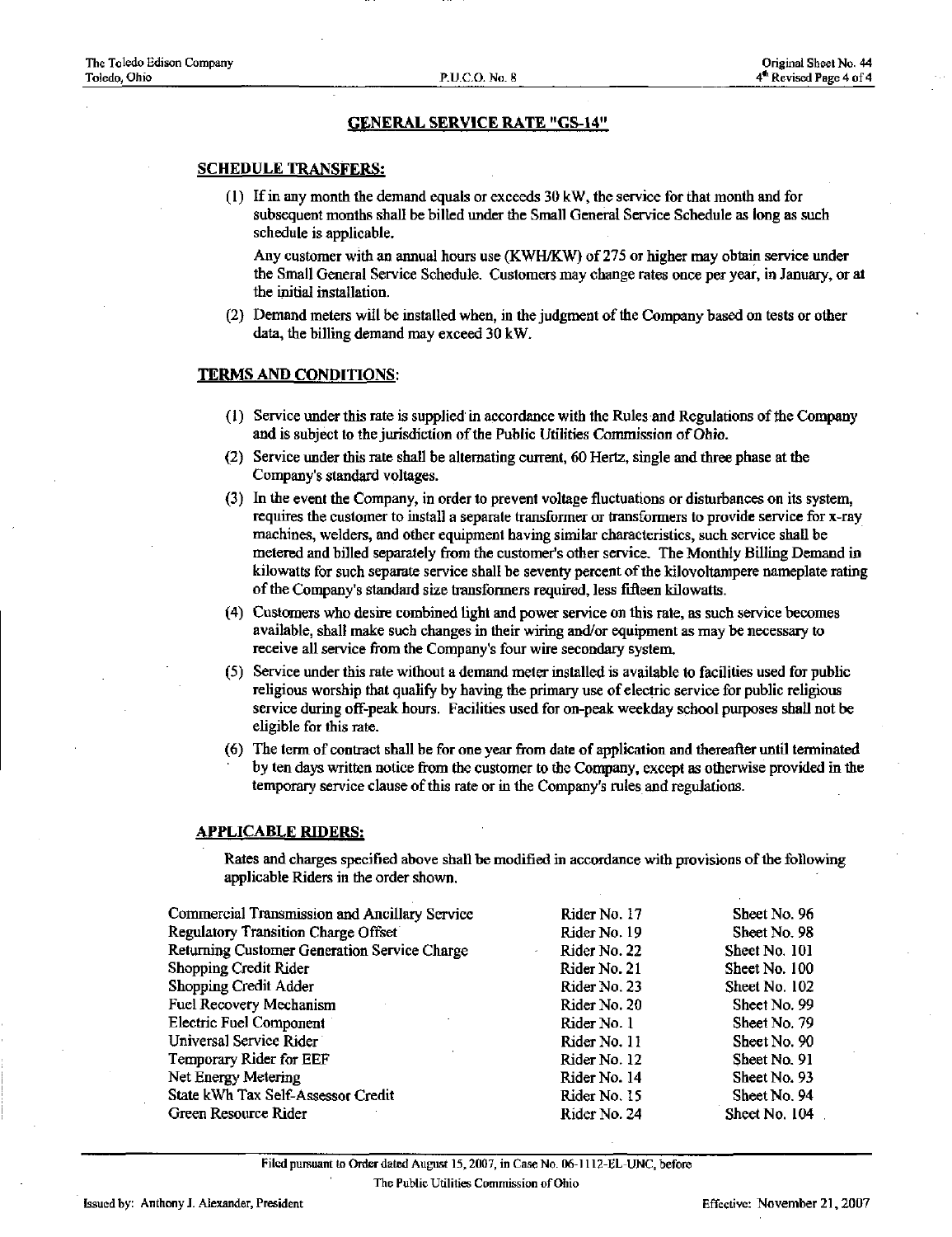## GENERAL SERVICE RATE "GS-14"

### SCHEDULE TRANSFERS:

(1) If in any month the demand equals or exceeds 30 kW, the service for that month and for subsequent months shall be billed under the Small General Service Schedule as long as such schedule is applicable.

Any customer with an annual hours use (KWH/KW) of 275 or higher may obtain service under the Small General Service Schedule. Customers may change rates once per year, in January, or at the initial installation.

(2) Demand meters will be installed when, in the judgment of the Company based on tests or other data, the billing demand may exceed 30 kW.

### TERMS AND CONDITIONS:

(1) Service under this rate is supplied in accordance with the Rules and Regulations of the Company and is subject to the jurisdiction of the Public Utilities Commission of Ohio.

(2) Service under this rate shall be alternating current, 60 Hertz, single and three phase at the Company's standard voltages.

(3) In the event the Company, in order to prevent voltage fluctuations or disturbances on its system, requires the customer to install a separate transformer or transformers to provide service for x-ray machines, welders, and other equipment having similar characteristics, such service shall be metered and billed separately from the customer's other service. The Monthly Billing Demand in kilowatts for such separate service shall be seventy percent of the kilovoltampere nameplate rating of the Company's standard size transformers required, less fifteen kilowatts.

(4) Customers who desire combined light and power service on this rate, as such service becomes available, shall make such changes in their wiring and/or equipment as may be necessary to receive all service from the Company's four wire secondary system.

(5) Service under this rate without a demand meter installed is available to facilities used for public religious worship that qualify by having the primary use of electric service for public religious service during off-peak hours. Facilities used for on-peak weekday school purposes shall not be eligible for this rate.

(6) The term of contract shall be for one year from date of application and thereafter until terminated by ten days written notice from the customer to the Company, except as otherwise provided in the temporary service clause of this rate or in the Company's rules and regulations.

### APPLICABLE RIDERS:

Rates and charges specified above shall be modified in accordance with provisions of the following applicable Riders in the order shown.

| | | |
|---|---|---|
| Commercial Transmission and Ancillary Service | Rider No. 17 | Sheet No. 96 |
| Regulatory Transition Charge Offset | Rider No. 19 | Sheet No. 98 |
| Returning Customer Generation Service Charge | Rider No. 22 | Sheet No. 101 |
| Shopping Credit Rider | Rider No. 21 | Sheet No. 100 |
| Shopping Credit Adder | Rider No. 23 | Sheet No. 102 |
| Fuel Recovery Mechanism | Rider No. 20 | Sheet No. 99 |
| Electric Fuel Component | Rider No. 1 | Sheet No. 79 |
| Universal Service Rider | Rider No. 11 | Sheet No. 90 |
| Temporary Rider for EEF | Rider No. 12 | Sheet No. 91 |
| Net Energy Metering | Rider No. 14 | Sheet No. 93 |
| State kWh Tax Self-Assessor Credit | Rider No. 15 | Sheet No. 94 |
| Green Resource Rider | Rider No. 24 | Sheet No. 104 |

Filed pursuant to Order dated August 15, 2007, in Case No. 06-1112-EL-UNC, before The Public Utilities Commission of Ohio

Issued by: Anthony J. Alexander, President

Effective: November 21, 2007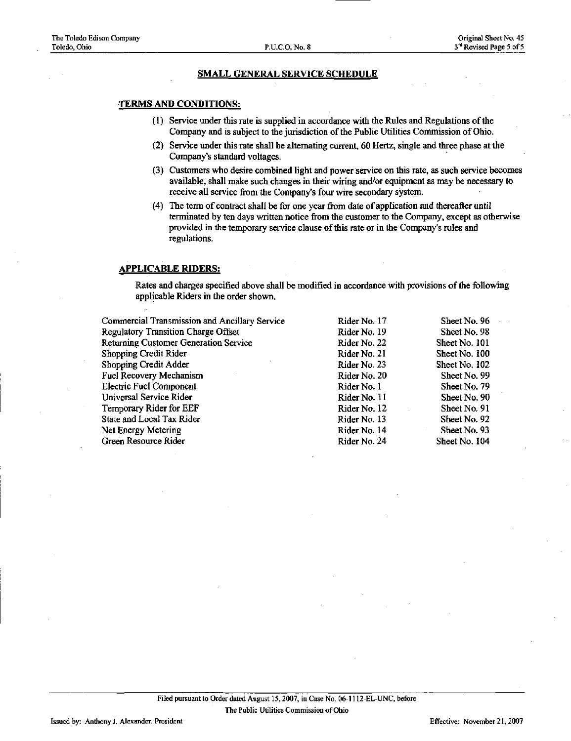## SMALL GENERAL SERVICE SCHEDULE

### TERMS AND CONDITIONS:

(1) Service under this rate is supplied in accordance with the Rules and Regulations of the Company and is subject to the jurisdiction of the Public Utilities Commission of Ohio.

(2) Service under this rate shall be alternating current, 60 Hertz, single and three phase at the Company's standard voltages.

(3) Customers who desire combined light and power service on this rate, as such service becomes available, shall make such changes in their wiring and/or equipment as may be necessary to receive all service from the Company's four wire secondary system.

(4) The term of contract shall be for one year from date of application and thereafter until terminated by ten days written notice from the customer to the Company, except as otherwise provided in the temporary service clause of this rate or in the Company's rules and regulations.

### APPLICABLE RIDERS:

Rates and charges specified above shall be modified in accordance with provisions of the following applicable Riders in the order shown.

| | | |
|---|---|---|
| Commercial Transmission and Ancillary Service | Rider No. 17 | Sheet No. 96 |
| Regulatory Transition Charge Offset | Rider No. 19 | Sheet No. 98 |
| Returning Customer Generation Service | Rider No. 22 | Sheet No. 101 |
| Shopping Credit Rider | Rider No. 21 | Sheet No. 100 |
| Shopping Credit Adder | Rider No. 23 | Sheet No. 102 |
| Fuel Recovery Mechanism | Rider No. 20 | Sheet No. 99 |
| Electric Fuel Component | Rider No. 1 | Sheet No. 79 |
| Universal Service Rider | Rider No. 11 | Sheet No. 90 |
| Temporary Rider for EEF | Rider No. 12 | Sheet No. 91 |
| State and Local Tax Rider | Rider No. 13 | Sheet No. 92 |
| Net Energy Metering | Rider No. 14 | Sheet No. 93 |
| Green Resource Rider | Rider No. 24 | Sheet No. 104 |

Filed pursuant to Order dated August 15, 2007, in Case No. 06-1112-EL-UNC, before The Public Utilities Commission of Ohio

Issued by: Anthony J. Alexander, President

Effective: November 21, 2007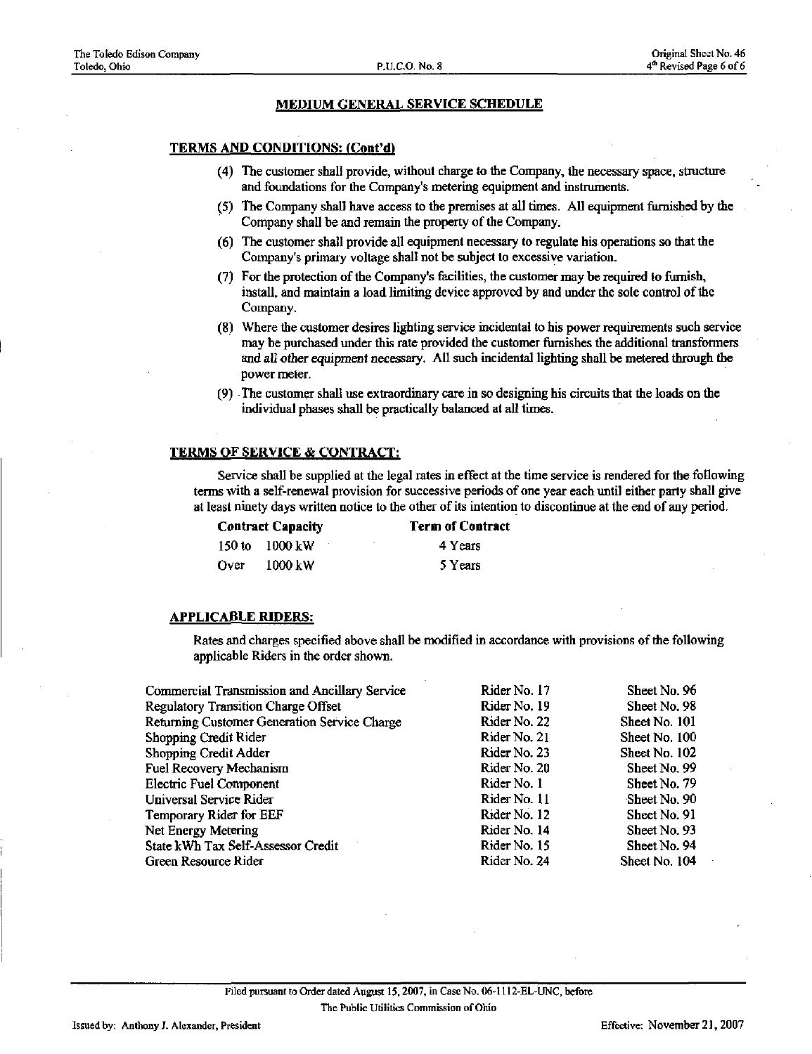## MEDIUM GENERAL SERVICE SCHEDULE

### TERMS AND CONDITIONS: (Cont'd)

(4) The customer shall provide, without charge to the Company, the necessary space, structure and foundations for the Company's metering equipment and instruments.

(5) The Company shall have access to the premises at all times. All equipment furnished by the Company shall be and remain the property of the Company.

(6) The customer shall provide all equipment necessary to regulate his operations so that the Company's primary voltage shall not be subject to excessive variation.

(7) For the protection of the Company's facilities, the customer may be required to furnish, install, and maintain a load limiting device approved by and under the sole control of the Company.

(8) Where the customer desires lighting service incidental to his power requirements such service may be purchased under this rate provided the customer furnishes the additional transformers and all other equipment necessary. All such incidental lighting shall be metered through the power meter.

(9) The customer shall use extraordinary care in so designing his circuits that the loads on the individual phases shall be practically balanced at all times.

### TERMS OF SERVICE & CONTRACT:

Service shall be supplied at the legal rates in effect at the time service is rendered for the following terms with a self-renewal provision for successive periods of one year each until either party shall give at least ninety days written notice to the other of its intention to discontinue at the end of any period.

| Contract Capacity | Term of Contract |
|---|---|
| 150 to 1000 kW | 4 Years |
| Over 1000 kW | 5 Years |

### APPLICABLE RIDERS:

Rates and charges specified above shall be modified in accordance with provisions of the following applicable Riders in the order shown.

| | | |
|---|---|---|
| Commercial Transmission and Ancillary Service | Rider No. 17 | Sheet No. 96 |
| Regulatory Transition Charge Offset | Rider No. 19 | Sheet No. 98 |
| Returning Customer Generation Service Charge | Rider No. 22 | Sheet No. 101 |
| Shopping Credit Rider | Rider No. 21 | Sheet No. 100 |
| Shopping Credit Adder | Rider No. 23 | Sheet No. 102 |
| Fuel Recovery Mechanism | Rider No. 20 | Sheet No. 99 |
| Electric Fuel Component | Rider No. 1 | Sheet No. 79 |
| Universal Service Rider | Rider No. 11 | Sheet No. 90 |
| Temporary Rider for EEF | Rider No. 12 | Sheet No. 91 |
| Net Energy Metering | Rider No. 14 | Sheet No. 93 |
| State kWh Tax Self-Assessor Credit | Rider No. 15 | Sheet No. 94 |
| Green Resource Rider | Rider No. 24 | Sheet No. 104 |

Filed pursuant to Order dated August 15, 2007, in Case No. 06-1112-EL-UNC, before The Public Utilities Commission of Ohio

Issued by: Anthony J. Alexander, President

Effective: November 21, 2007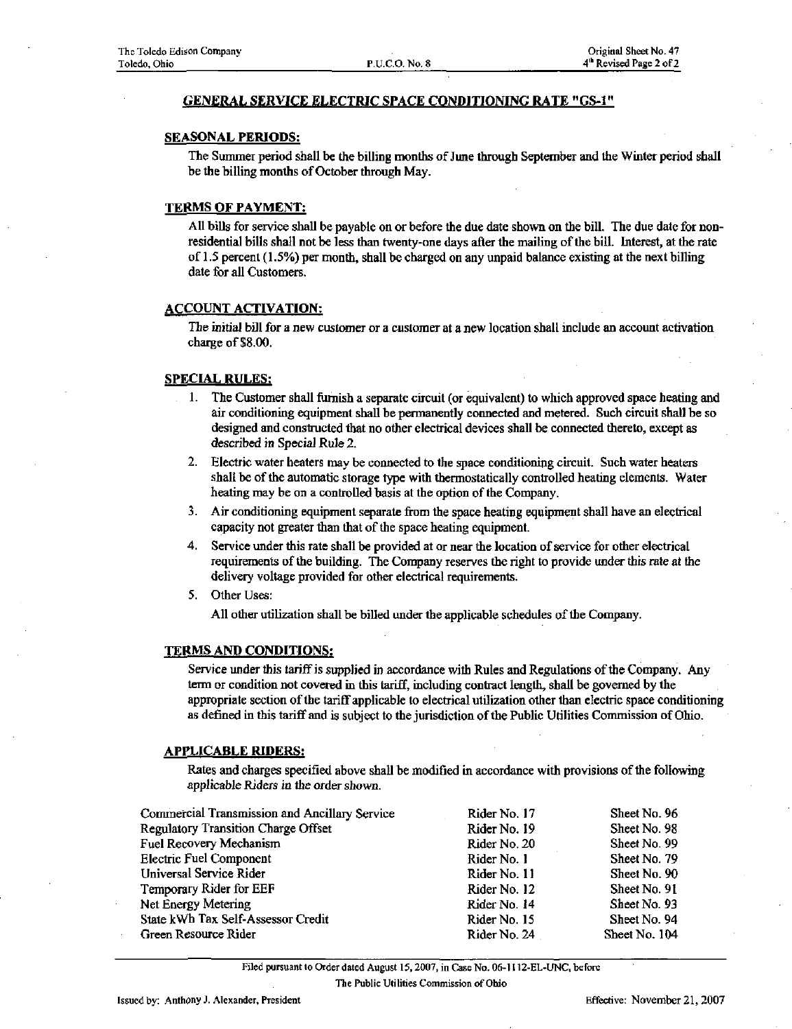## GENERAL SERVICE ELECTRIC SPACE CONDITIONING RATE "GS-1"

### SEASONAL PERIODS:

The Summer period shall be the billing months of June through September and the Winter period shall be the billing months of October through May.

### TERMS OF PAYMENT:

All bills for service shall be payable on or before the due date shown on the bill. The due date for non-residential bills shall not be less than twenty-one days after the mailing of the bill. Interest, at the rate of 1.5 percent (1.5%) per month, shall be charged on any unpaid balance existing at the next billing date for all Customers.

### ACCOUNT ACTIVATION:

The initial bill for a new customer or a customer at a new location shall include an account activation charge of $8.00.

### SPECIAL RULES:

1. The Customer shall furnish a separate circuit (or equivalent) to which approved space heating and air conditioning equipment shall be permanently connected and metered. Such circuit shall be so designed and constructed that no other electrical devices shall be connected thereto, except as described in Special Rule 2.
2. Electric water heaters may be connected to the space conditioning circuit. Such water heaters shall be of the automatic storage type with thermostatically controlled heating elements. Water heating may be on a controlled basis at the option of the Company.
3. Air conditioning equipment separate from the space heating equipment shall have an electrical capacity not greater than that of the space heating equipment.
4. Service under this rate shall be provided at or near the location of service for other electrical requirements of the building. The Company reserves the right to provide under this rate at the delivery voltage provided for other electrical requirements.
5. Other Uses:

   All other utilization shall be billed under the applicable schedules of the Company.

### TERMS AND CONDITIONS:

Service under this tariff is supplied in accordance with Rules and Regulations of the Company. Any term or condition not covered in this tariff, including contract length, shall be governed by the appropriate section of the tariff applicable to electrical utilization other than electric space conditioning as defined in this tariff and is subject to the jurisdiction of the Public Utilities Commission of Ohio.

### APPLICABLE RIDERS:

Rates and charges specified above shall be modified in accordance with provisions of the following applicable Riders in the order shown.

| | | |
|---|---|---|
| Commercial Transmission and Ancillary Service | Rider No. 17 | Sheet No. 96 |
| Regulatory Transition Charge Offset | Rider No. 19 | Sheet No. 98 |
| Fuel Recovery Mechanism | Rider No. 20 | Sheet No. 99 |
| Electric Fuel Component | Rider No. 1 | Sheet No. 79 |
| Universal Service Rider | Rider No. 11 | Sheet No. 90 |
| Temporary Rider for EEF | Rider No. 12 | Sheet No. 91 |
| Net Energy Metering | Rider No. 14 | Sheet No. 93 |
| State kWh Tax Self-Assessor Credit | Rider No. 15 | Sheet No. 94 |
| Green Resource Rider | Rider No. 24 | Sheet No. 104 |

Filed pursuant to Order dated August 15, 2007, in Case No. 06-1112-EL-UNC, before The Public Utilities Commission of Ohio

Issued by: Anthony J. Alexander, President

Effective: November 21, 2007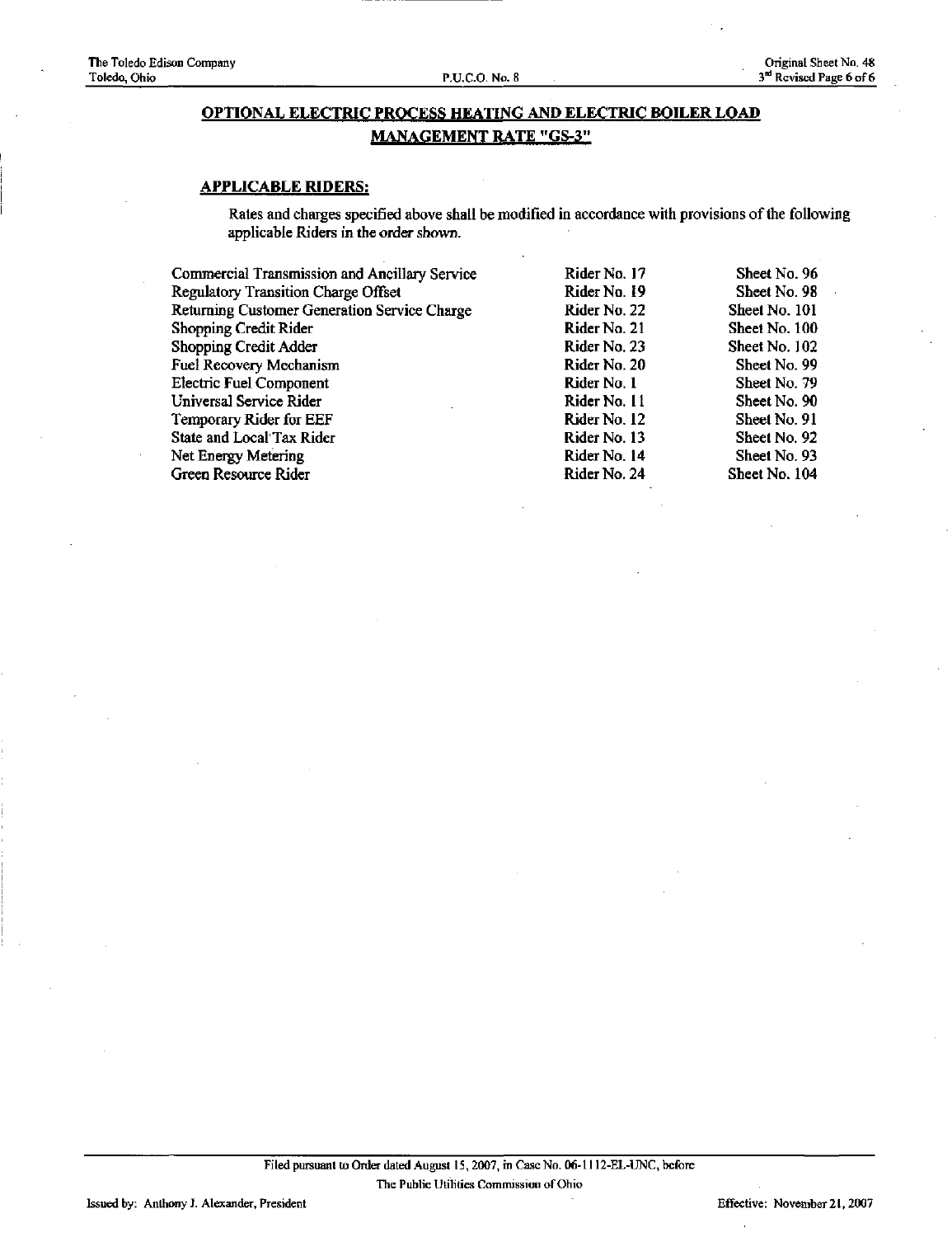## OPTIONAL ELECTRIC PROCESS HEATING AND ELECTRIC BOILER LOAD MANAGEMENT RATE "GS-3"

### APPLICABLE RIDERS:

Rates and charges specified above shall be modified in accordance with provisions of the following applicable Riders in the order shown.

| | | |
|---|---|---|
| Commercial Transmission and Ancillary Service | Rider No. 17 | Sheet No. 96 |
| Regulatory Transition Charge Offset | Rider No. 19 | Sheet No. 98 |
| Returning Customer Generation Service Charge | Rider No. 22 | Sheet No. 101 |
| Shopping Credit Rider | Rider No. 21 | Sheet No. 100 |
| Shopping Credit Adder | Rider No. 23 | Sheet No. 102 |
| Fuel Recovery Mechanism | Rider No. 20 | Sheet No. 99 |
| Electric Fuel Component | Rider No. 1 | Sheet No. 79 |
| Universal Service Rider | Rider No. 11 | Sheet No. 90 |
| Temporary Rider for EEF | Rider No. 12 | Sheet No. 91 |
| State and Local Tax Rider | Rider No. 13 | Sheet No. 92 |
| Net Energy Metering | Rider No. 14 | Sheet No. 93 |
| Green Resource Rider | Rider No. 24 | Sheet No. 104 |

Filed pursuant to Order dated August 15, 2007, in Case No. 06-1112-EL-UNC, before The Public Utilities Commission of Ohio

Issued by: Anthony J. Alexander, President

Effective: November 21, 2007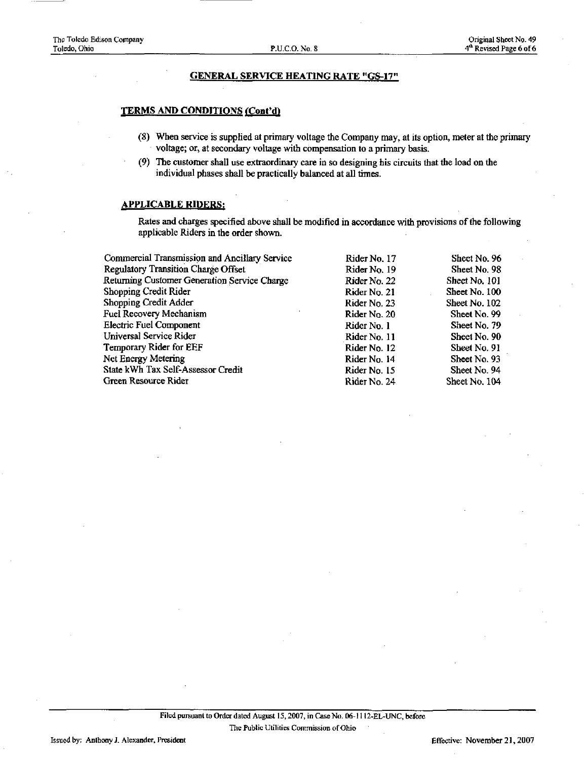## GENERAL SERVICE HEATING RATE "GS-17"

### TERMS AND CONDITIONS (Cont'd)

(8) When service is supplied at primary voltage the Company may, at its option, meter at the primary voltage; or, at secondary voltage with compensation to a primary basis.

(9) The customer shall use extraordinary care in so designing his circuits that the load on the individual phases shall be practically balanced at all times.

### APPLICABLE RIDERS:

Rates and charges specified above shall be modified in accordance with provisions of the following applicable Riders in the order shown.

| | | |
|---|---|---|
| Commercial Transmission and Ancillary Service | Rider No. 17 | Sheet No. 96 |
| Regulatory Transition Charge Offset | Rider No. 19 | Sheet No. 98 |
| Returning Customer Generation Service Charge | Rider No. 22 | Sheet No. 101 |
| Shopping Credit Rider | Rider No. 21 | Sheet No. 100 |
| Shopping Credit Adder | Rider No. 23 | Sheet No. 102 |
| Fuel Recovery Mechanism | Rider No. 20 | Sheet No. 99 |
| Electric Fuel Component | Rider No. 1 | Sheet No. 79 |
| Universal Service Rider | Rider No. 11 | Sheet No. 90 |
| Temporary Rider for EEF | Rider No. 12 | Sheet No. 91 |
| Net Energy Metering | Rider No. 14 | Sheet No. 93 |
| State kWh Tax Self-Assessor Credit | Rider No. 15 | Sheet No. 94 |
| Green Resource Rider | Rider No. 24 | Sheet No. 104 |

Filed pursuant to Order dated August 15, 2007, in Case No. 06-1112-EL-UNC, before The Public Utilities Commission of Ohio

Issued by: Anthony J. Alexander, President

Effective: November 21, 2007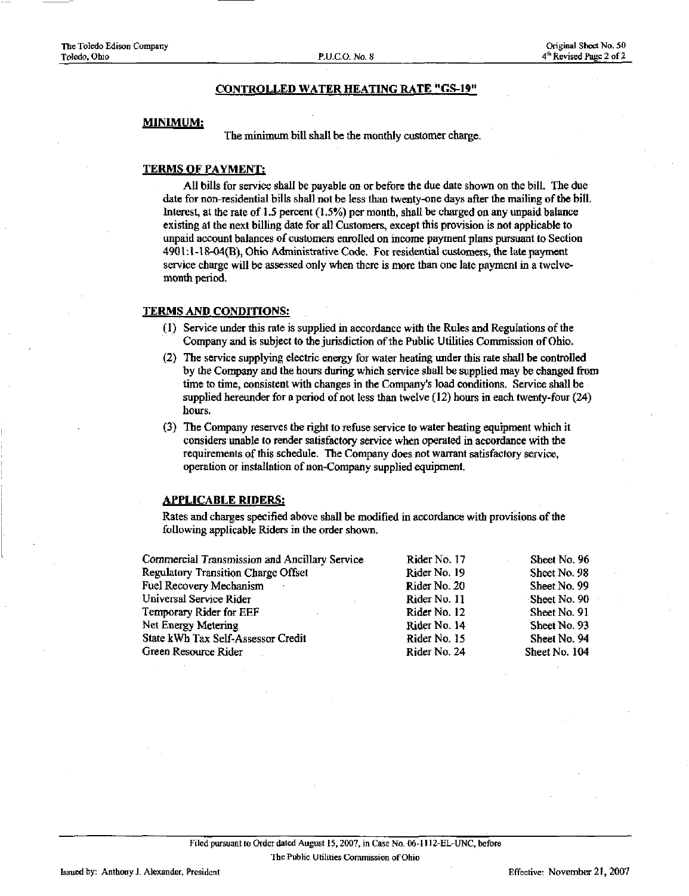## CONTROLLED WATER HEATING RATE "GS-19"

### MINIMUM:

The minimum bill shall be the monthly customer charge.

### TERMS OF PAYMENT:

All bills for service shall be payable on or before the due date shown on the bill. The due date for non-residential bills shall not be less than twenty-one days after the mailing of the bill. Interest, at the rate of 1.5 percent (1.5%) per month, shall be charged on any unpaid balance existing at the next billing date for all Customers, except this provision is not applicable to unpaid account balances of customers enrolled on income payment plans pursuant to Section 4901:1-18-04(B), Ohio Administrative Code. For residential customers, the late payment service charge will be assessed only when there is more than one late payment in a twelve-month period.

### TERMS AND CONDITIONS:

(1) Service under this rate is supplied in accordance with the Rules and Regulations of the Company and is subject to the jurisdiction of the Public Utilities Commission of Ohio.

(2) The service supplying electric energy for water heating under this rate shall be controlled by the Company and the hours during which service shall be supplied may be changed from time to time, consistent with changes in the Company's load conditions. Service shall be supplied hereunder for a period of not less than twelve (12) hours in each twenty-four (24) hours.

(3) The Company reserves the right to refuse service to water heating equipment which it considers unable to render satisfactory service when operated in accordance with the requirements of this schedule. The Company does not warrant satisfactory service, operation or installation of non-Company supplied equipment.

### APPLICABLE RIDERS:

Rates and charges specified above shall be modified in accordance with provisions of the following applicable Riders in the order shown.

| | | |
|---|---|---|
| Commercial Transmission and Ancillary Service | Rider No. 17 | Sheet No. 96 |
| Regulatory Transition Charge Offset | Rider No. 19 | Sheet No. 98 |
| Fuel Recovery Mechanism | Rider No. 20 | Sheet No. 99 |
| Universal Service Rider | Rider No. 11 | Sheet No. 90 |
| Temporary Rider for EEF | Rider No. 12 | Sheet No. 91 |
| Net Energy Metering | Rider No. 14 | Sheet No. 93 |
| State kWh Tax Self-Assessor Credit | Rider No. 15 | Sheet No. 94 |
| Green Resource Rider | Rider No. 24 | Sheet No. 104 |

Filed pursuant to Order dated August 15, 2007, in Case No. 06-1112-EL-UNC, before The Public Utilities Commission of Ohio

Issued by: Anthony J. Alexander, President

Effective: November 21, 2007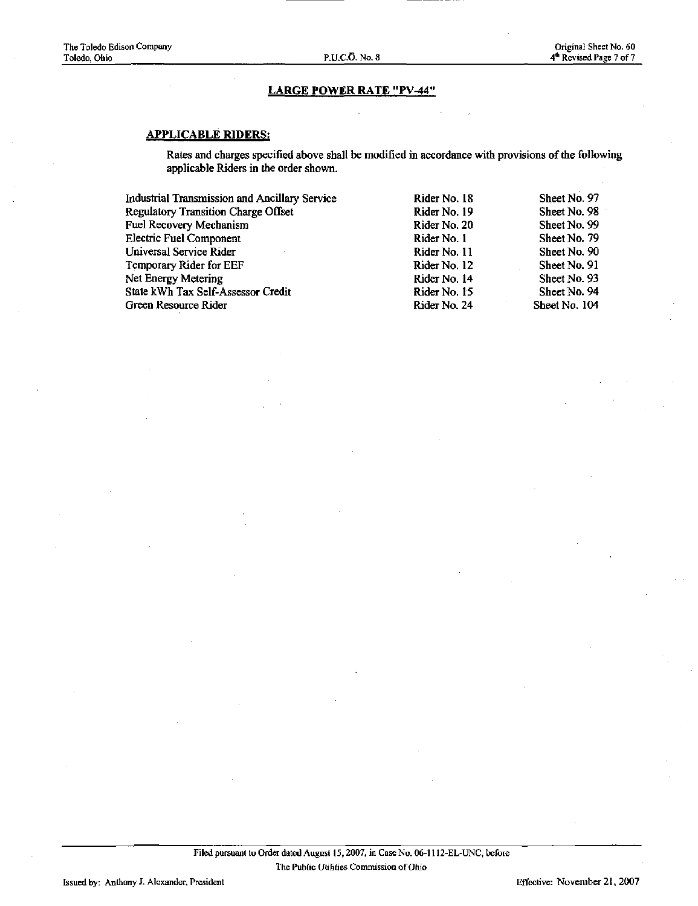## LARGE POWER RATE "PV-44"

### APPLICABLE RIDERS:

Rates and charges specified above shall be modified in accordance with provisions of the following applicable Riders in the order shown.

| | | |
|---|---|---|
| Industrial Transmission and Ancillary Service | Rider No. 18 | Sheet No. 97 |
| Regulatory Transition Charge Offset | Rider No. 19 | Sheet No. 98 |
| Fuel Recovery Mechanism | Rider No. 20 | Sheet No. 99 |
| Electric Fuel Component | Rider No. 1 | Sheet No. 79 |
| Universal Service Rider | Rider No. 11 | Sheet No. 90 |
| Temporary Rider for EEF | Rider No. 12 | Sheet No. 91 |
| Net Energy Metering | Rider No. 14 | Sheet No. 93 |
| State kWh Tax Self-Assessor Credit | Rider No. 15 | Sheet No. 94 |
| Green Resource Rider | Rider No. 24 | Sheet No. 104 |

Filed pursuant to Order dated August 15, 2007, in Case No. 06-1112-EL-UNC, before The Public Utilities Commission of Ohio

Issued by: Anthony J. Alexander, President

Effective: November 21, 2007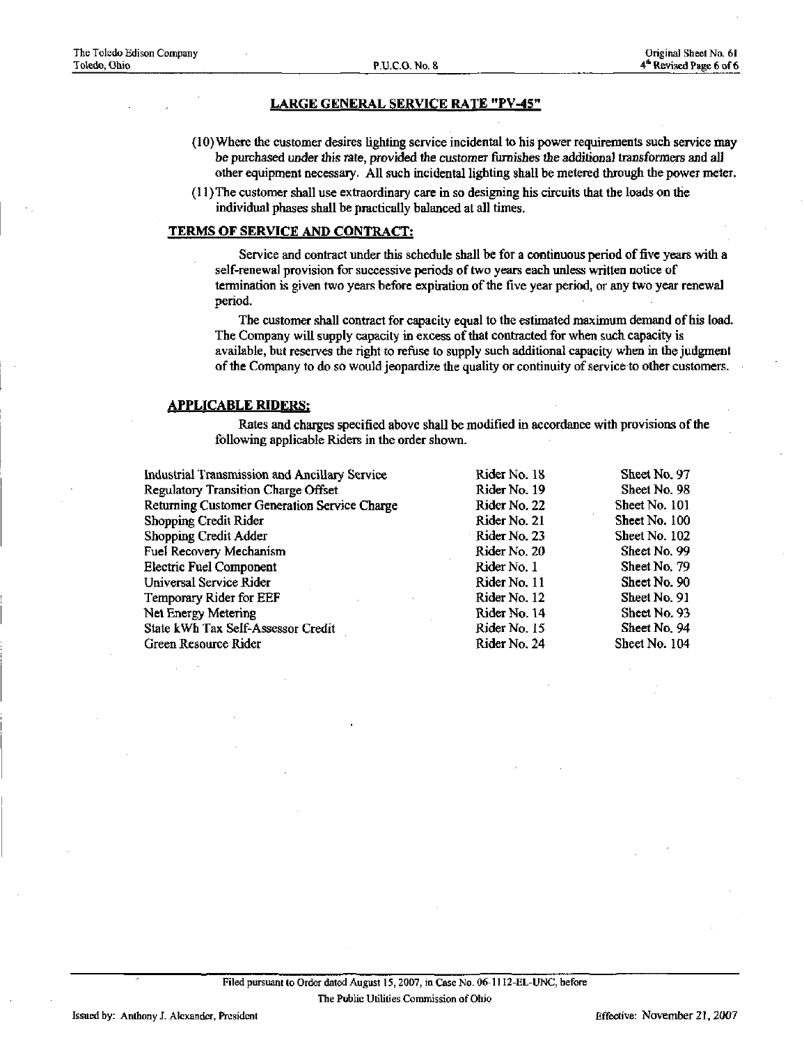## LARGE GENERAL SERVICE RATE "PY-45"

(10) Where the customer desires lighting service incidental to his power requirements such service may be purchased under this rate, provided the customer furnishes the additional transformers and all other equipment necessary. All such incidental lighting shall be metered through the power meter.

(11) The customer shall use extraordinary care in so designing his circuits that the loads on the individual phases shall be practically balanced at all times.

### TERMS OF SERVICE AND CONTRACT:

Service and contract under this schedule shall be for a continuous period of five years with a self-renewal provision for successive periods of two years each unless written notice of termination is given two years before expiration of the five year period, or any two year renewal period.

The customer shall contract for capacity equal to the estimated maximum demand of his load. The Company will supply capacity in excess of that contracted for when such capacity is available, but reserves the right to refuse to supply such additional capacity when in the judgment of the Company to do so would jeopardize the quality or continuity of service to other customers.

### APPLICABLE RIDERS:

Rates and charges specified above shall be modified in accordance with provisions of the following applicable Riders in the order shown.

| | | |
|---|---|---|
| Industrial Transmission and Ancillary Service | Rider No. 18 | Sheet No. 97 |
| Regulatory Transition Charge Offset | Rider No. 19 | Sheet No. 98 |
| Returning Customer Generation Service Charge | Rider No. 22 | Sheet No. 101 |
| Shopping Credit Rider | Rider No. 21 | Sheet No. 100 |
| Shopping Credit Adder | Rider No. 23 | Sheet No. 102 |
| Fuel Recovery Mechanism | Rider No. 20 | Sheet No. 99 |
| Electric Fuel Component | Rider No. 1 | Sheet No. 79 |
| Universal Service Rider | Rider No. 11 | Sheet No. 90 |
| Temporary Rider for EEF | Rider No. 12 | Sheet No. 91 |
| Net Energy Metering | Rider No. 14 | Sheet No. 93 |
| State kWh Tax Self-Assessor Credit | Rider No. 15 | Sheet No. 94 |
| Green Resource Rider | Rider No. 24 | Sheet No. 104 |

Filed pursuant to Order dated August 15, 2007, in Case No. 06-1112-EL-UNC, before The Public Utilities Commission of Ohio

Issued by: Anthony J. Alexander, President

Effective: November 21, 2007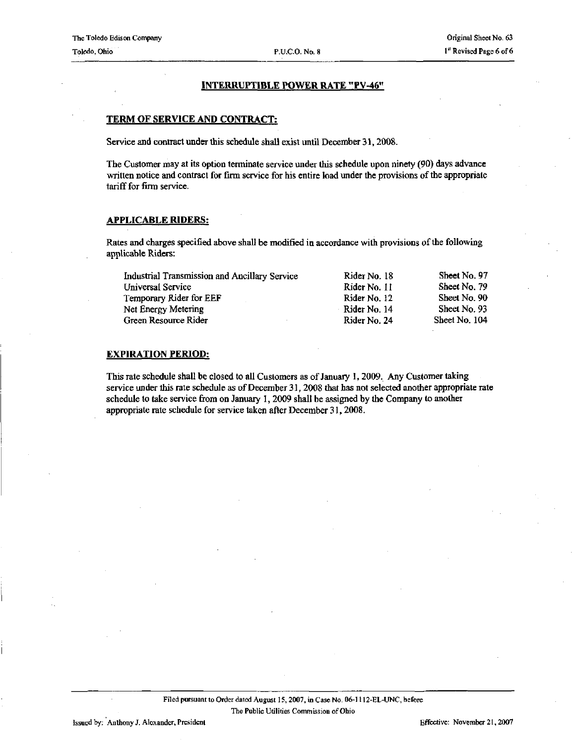## INTERRUPTIBLE POWER RATE "PV-46"

### TERM OF SERVICE AND CONTRACT:

Service and contract under this schedule shall exist until December 31, 2008.

The Customer may at its option terminate service under this schedule upon ninety (90) days advance written notice and contract for firm service for his entire load under the provisions of the appropriate tariff for firm service.

### APPLICABLE RIDERS:

Rates and charges specified above shall be modified in accordance with provisions of the following applicable Riders:

| | | |
|---|---|---|
| Industrial Transmission and Ancillary Service | Rider No. 18 | Sheet No. 97 |
| Universal Service | Rider No. 11 | Sheet No. 79 |
| Temporary Rider for EEF | Rider No. 12 | Sheet No. 90 |
| Net Energy Metering | Rider No. 14 | Sheet No. 93 |
| Green Resource Rider | Rider No. 24 | Sheet No. 104 |

### EXPIRATION PERIOD:

This rate schedule shall be closed to all Customers as of January 1, 2009. Any Customer taking service under this rate schedule as of December 31, 2008 that has not selected another appropriate rate schedule to take service from on January 1, 2009 shall be assigned by the Company to another appropriate rate schedule for service taken after December 31, 2008.

Filed pursuant to Order dated August 15, 2007, in Case No. 06-1112-EL-UNC, before The Public Utilities Commission of Ohio

Issued by: Anthony J. Alexander, President

Effective: November 21, 2007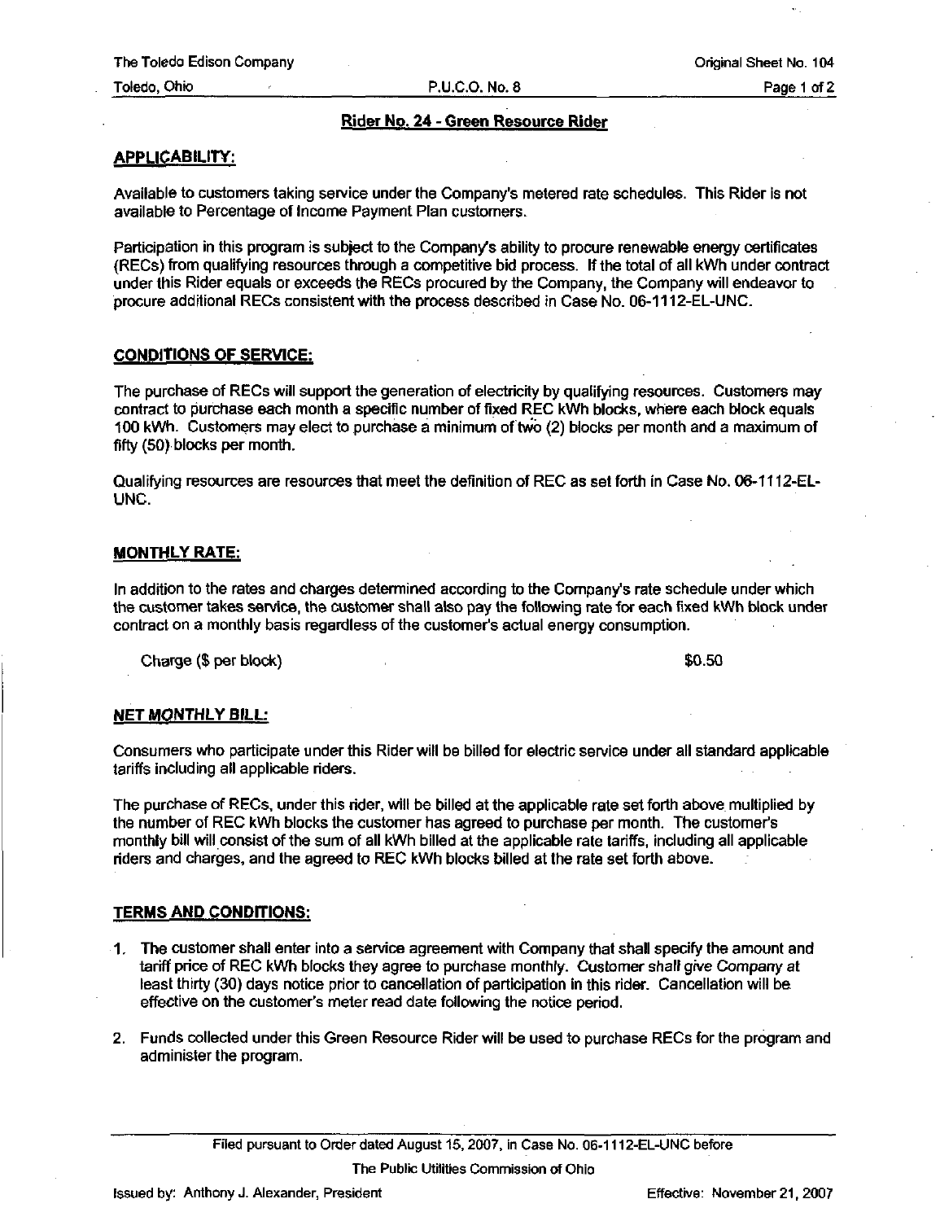## Rider No. 24 - Green Resource Rider

### APPLICABILITY:

Available to customers taking service under the Company's metered rate schedules. This Rider is not available to Percentage of Income Payment Plan customers.

Participation in this program is subject to the Company's ability to procure renewable energy certificates (RECs) from qualifying resources through a competitive bid process. If the total of all kWh under contract under this Rider equals or exceeds the RECs procured by the Company, the Company will endeavor to procure additional RECs consistent with the process described in Case No. 06-1112-EL-UNC.

### CONDITIONS OF SERVICE:

The purchase of RECs will support the generation of electricity by qualifying resources. Customers may contract to purchase each month a specific number of fixed REC kWh blocks, where each block equals 100 kWh. Customers may elect to purchase a minimum of two (2) blocks per month and a maximum of fifty (50) blocks per month.

Qualifying resources are resources that meet the definition of REC as set forth in Case No. 06-1112-EL-UNC.

### MONTHLY RATE:

In addition to the rates and charges determined according to the Company's rate schedule under which the customer takes service, the customer shall also pay the following rate for each fixed kWh block under contract on a monthly basis regardless of the customer's actual energy consumption.

| Charge ($ per block) | $0.50 |
|---|---|

### NET MONTHLY BILL:

Consumers who participate under this Rider will be billed for electric service under all standard applicable tariffs including all applicable riders.

The purchase of RECs, under this rider, will be billed at the applicable rate set forth above multiplied by the number of REC kWh blocks the customer has agreed to purchase per month. The customer's monthly bill will consist of the sum of all kWh billed at the applicable rate tariffs, including all applicable riders and charges, and the agreed to REC kWh blocks billed at the rate set forth above.

### TERMS AND CONDITIONS:

1. The customer shall enter into a service agreement with Company that shall specify the amount and tariff price of REC kWh blocks they agree to purchase monthly. Customer shall give Company at least thirty (30) days notice prior to cancellation of participation in this rider. Cancellation will be effective on the customer's meter read date following the notice period.
2. Funds collected under this Green Resource Rider will be used to purchase RECs for the program and administer the program.

Filed pursuant to Order dated August 15, 2007, in Case No. 06-1112-EL-UNC before The Public Utilities Commission of Ohio

Issued by: Anthony J. Alexander, President

Effective: November 21, 2007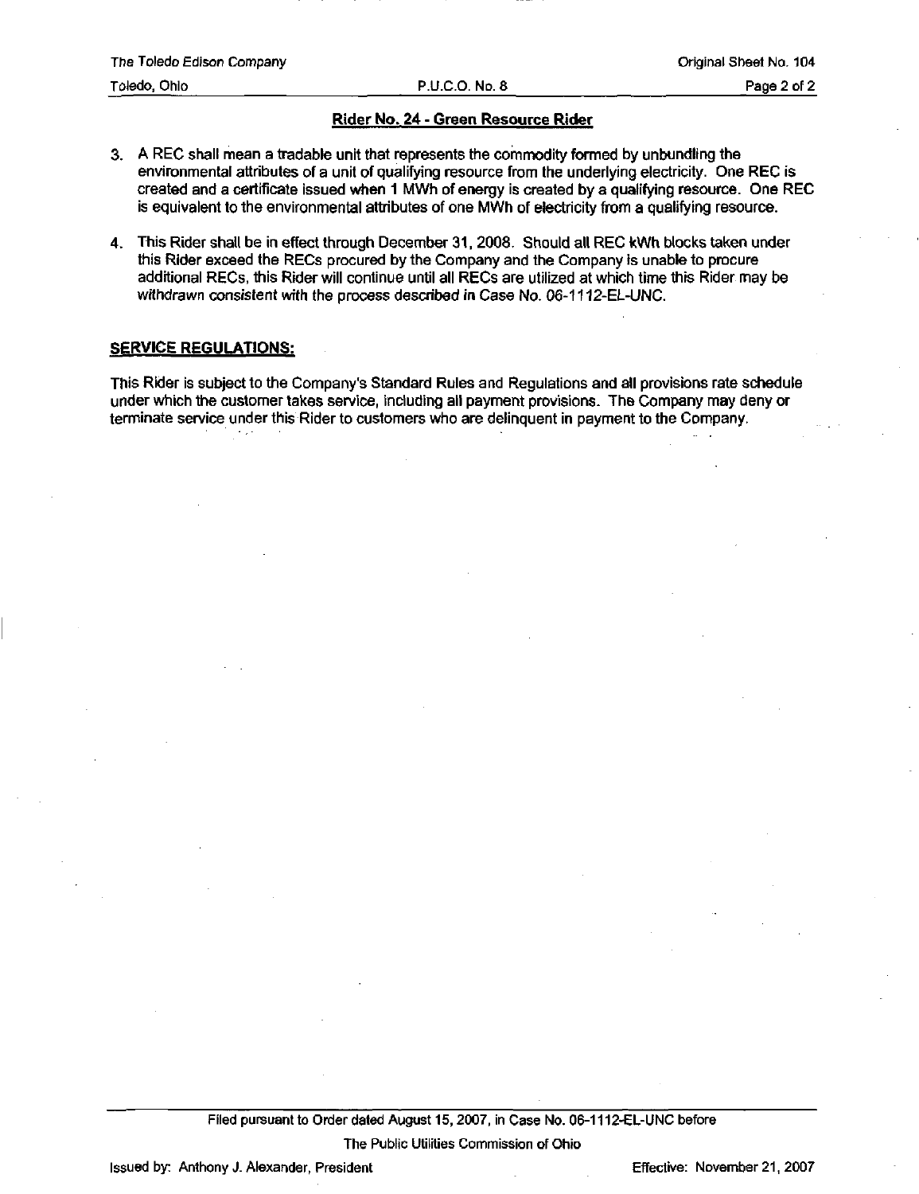## Rider No. 24 - Green Resource Rider

3. A REC shall mean a tradable unit that represents the commodity formed by unbundling the environmental attributes of a unit of qualifying resource from the underlying electricity. One REC is created and a certificate issued when 1 MWh of energy is created by a qualifying resource. One REC is equivalent to the environmental attributes of one MWh of electricity from a qualifying resource.

4. This Rider shall be in effect through December 31, 2008. Should all REC kWh blocks taken under this Rider exceed the RECs procured by the Company and the Company is unable to procure additional RECs, this Rider will continue until all RECs are utilized at which time this Rider may be withdrawn consistent with the process described in Case No. 06-1112-EL-UNC.

**SERVICE REGULATIONS:**

This Rider is subject to the Company's Standard Rules and Regulations and all provisions rate schedule under which the customer takes service, including all payment provisions. The Company may deny or terminate service under this Rider to customers who are delinquent in payment to the Company.

Filed pursuant to Order dated August 15, 2007, in Case No. 06-1112-EL-UNC before

The Public Utilities Commission of Ohio

Issued by: Anthony J. Alexander, President

Effective: November 21, 2007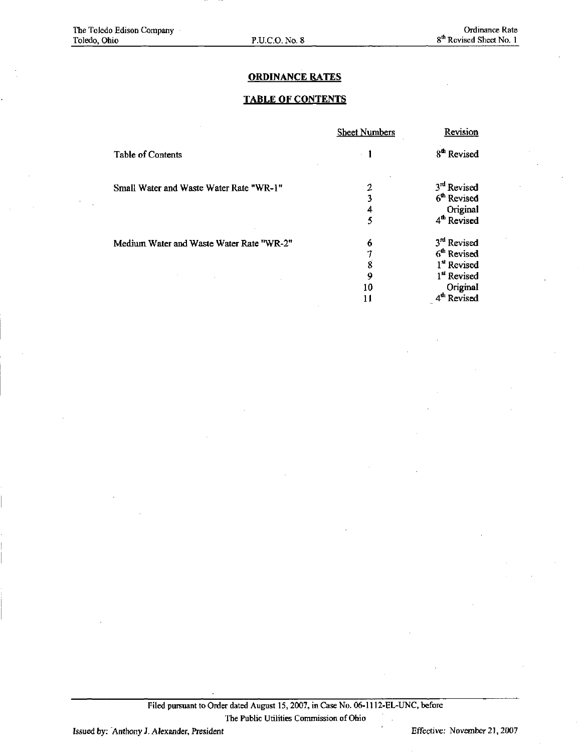# ORDINANCE RATES

## TABLE OF CONTENTS

| | Sheet Numbers | Revision |
|---|---|---|
| Table of Contents | 1 | 8th Revised |
| Small Water and Waste Water Rate "WR-1" | 2 | 3rd Revised |
| | 3 | 6th Revised |
| | 4 | Original |
| | 5 | 4th Revised |
| Medium Water and Waste Water Rate "WR-2" | 6 | 3rd Revised |
| | 7 | 6th Revised |
| | 8 | 1st Revised |
| | 9 | 1st Revised |
| | 10 | Original |
| | 11 | 4th Revised |

Filed pursuant to Order dated August 15, 2007, in Case No. 06-1112-EL-UNC, before The Public Utilities Commission of Ohio

Issued by: Anthony J. Alexander, President

Effective: November 21, 2007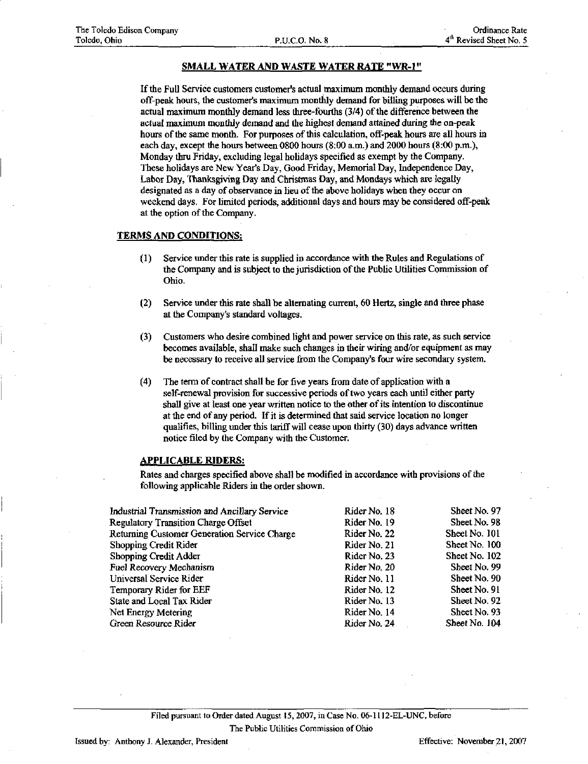## SMALL WATER AND WASTE WATER RATE "WR-1"

If the Full Service customers customer's actual maximum monthly demand occurs during off-peak hours, the customer's maximum monthly demand for billing purposes will be the actual maximum monthly demand less three-fourths (3/4) of the difference between the actual maximum monthly demand and the highest demand attained during the on-peak hours of the same month. For purposes of this calculation, off-peak hours are all hours in each day, except the hours between 0800 hours (8:00 a.m.) and 2000 hours (8:00 p.m.), Monday thru Friday, excluding legal holidays specified as exempt by the Company. These holidays are New Year's Day, Good Friday, Memorial Day, Independence Day, Labor Day, Thanksgiving Day and Christmas Day, and Mondays which are legally designated as a day of observance in lieu of the above holidays when they occur on weekend days. For limited periods, additional days and hours may be considered off-peak at the option of the Company.

### TERMS AND CONDITIONS:

(1) Service under this rate is supplied in accordance with the Rules and Regulations of the Company and is subject to the jurisdiction of the Public Utilities Commission of Ohio.

(2) Service under this rate shall be alternating current, 60 Hertz, single and three phase at the Company's standard voltages.

(3) Customers who desire combined light and power service on this rate, as such service becomes available, shall make such changes in their wiring and/or equipment as may be necessary to receive all service from the Company's four wire secondary system.

(4) The term of contract shall be for five years from date of application with a self-renewal provision for successive periods of two years each until either party shall give at least one year written notice to the other of its intention to discontinue at the end of any period. If it is determined that said service location no longer qualifies, billing under this tariff will cease upon thirty (30) days advance written notice filed by the Company with the Customer.

### APPLICABLE RIDERS:

Rates and charges specified above shall be modified in accordance with provisions of the following applicable Riders in the order shown.

| | | |
|---|---|---|
| Industrial Transmission and Ancillary Service | Rider No. 18 | Sheet No. 97 |
| Regulatory Transition Charge Offset | Rider No. 19 | Sheet No. 98 |
| Returning Customer Generation Service Charge | Rider No. 22 | Sheet No. 101 |
| Shopping Credit Rider | Rider No. 21 | Sheet No. 100 |
| Shopping Credit Adder | Rider No. 23 | Sheet No. 102 |
| Fuel Recovery Mechanism | Rider No. 20 | Sheet No. 99 |
| Universal Service Rider | Rider No. 11 | Sheet No. 90 |
| Temporary Rider for EEF | Rider No. 12 | Sheet No. 91 |
| State and Local Tax Rider | Rider No. 13 | Sheet No. 92 |
| Net Energy Metering | Rider No. 14 | Sheet No. 93 |
| Green Resource Rider | Rider No. 24 | Sheet No. 104 |

Filed pursuant to Order dated August 15, 2007, in Case No. 06-1112-EL-UNC, before The Public Utilities Commission of Ohio

Issued by: Anthony J. Alexander, President

Effective: November 21, 2007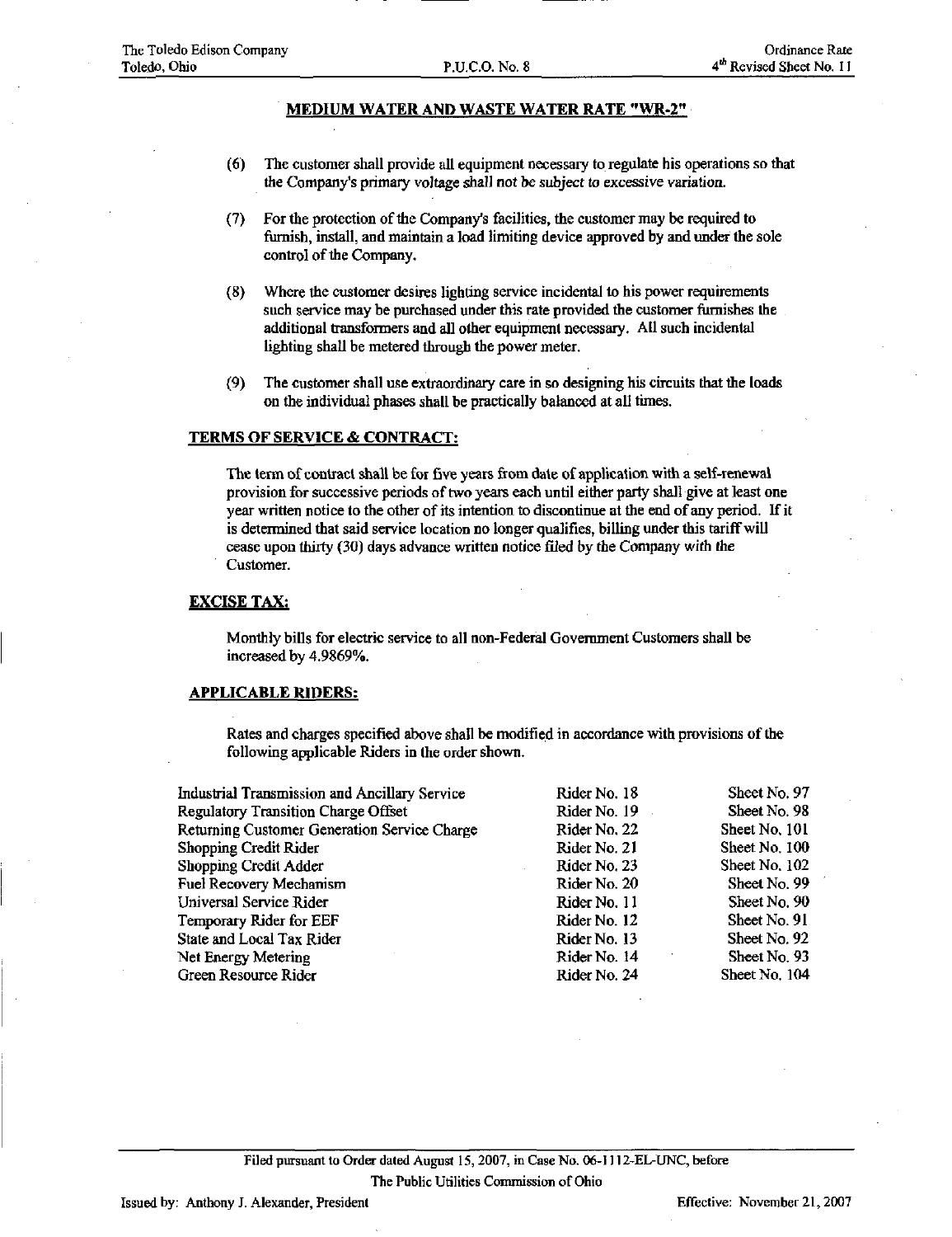## MEDIUM WATER AND WASTE WATER RATE "WR-2"

(6) The customer shall provide all equipment necessary to regulate his operations so that the Company's primary voltage shall not be subject to excessive variation.

(7) For the protection of the Company's facilities, the customer may be required to furnish, install, and maintain a load limiting device approved by and under the sole control of the Company.

(8) Where the customer desires lighting service incidental to his power requirements such service may be purchased under this rate provided the customer furnishes the additional transformers and all other equipment necessary. All such incidental lighting shall be metered through the power meter.

(9) The customer shall use extraordinary care in so designing his circuits that the loads on the individual phases shall be practically balanced at all times.

### TERMS OF SERVICE & CONTRACT:

The term of contract shall be for five years from date of application with a self-renewal provision for successive periods of two years each until either party shall give at least one year written notice to the other of its intention to discontinue at the end of any period. If it is determined that said service location no longer qualifies, billing under this tariff will cease upon thirty (30) days advance written notice filed by the Company with the Customer.

### EXCISE TAX:

Monthly bills for electric service to all non-Federal Government Customers shall be increased by 4.9869%.

### APPLICABLE RIDERS:

Rates and charges specified above shall be modified in accordance with provisions of the following applicable Riders in the order shown.

| | | |
|---|---|---|
| Industrial Transmission and Ancillary Service | Rider No. 18 | Sheet No. 97 |
| Regulatory Transition Charge Offset | Rider No. 19 | Sheet No. 98 |
| Returning Customer Generation Service Charge | Rider No. 22 | Sheet No. 101 |
| Shopping Credit Rider | Rider No. 21 | Sheet No. 100 |
| Shopping Credit Adder | Rider No. 23 | Sheet No. 102 |
| Fuel Recovery Mechanism | Rider No. 20 | Sheet No. 99 |
| Universal Service Rider | Rider No. 11 | Sheet No. 90 |
| Temporary Rider for EEF | Rider No. 12 | Sheet No. 91 |
| State and Local Tax Rider | Rider No. 13 | Sheet No. 92 |
| Net Energy Metering | Rider No. 14 | Sheet No. 93 |
| Green Resource Rider | Rider No. 24 | Sheet No. 104 |

Filed pursuant to Order dated August 15, 2007, in Case No. 06-1112-EL-UNC, before The Public Utilities Commission of Ohio

Issued by: Anthony J. Alexander, President

Effective: November 21, 2007